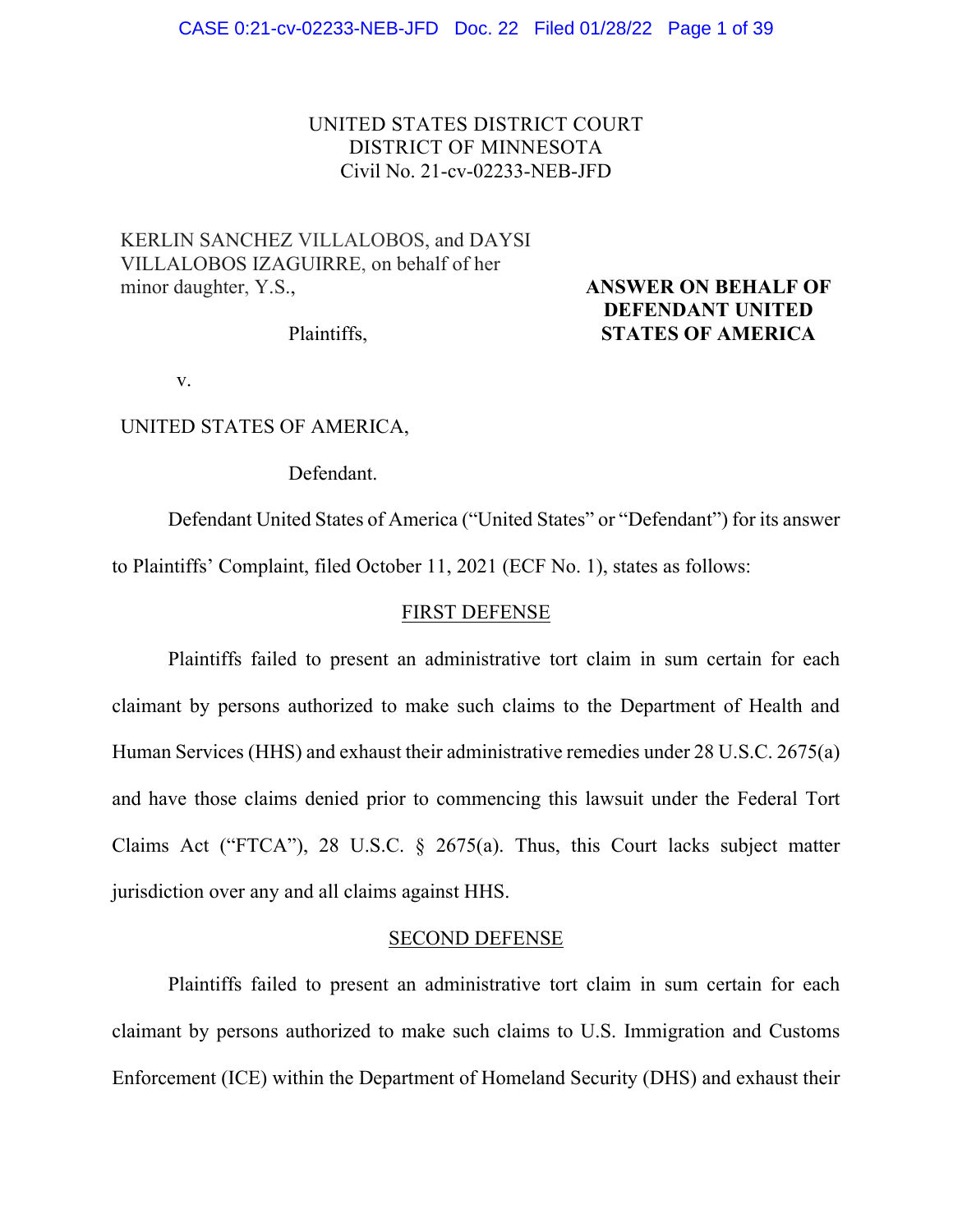UNITED STATES DISTRICT COURT
DISTRICT OF MINNESOTA
Civil No. 21-cv-02233-NEB-JFD

KERLIN SANCHEZ VILLALOBOS, and DAYSI VILLALOBOS IZAGUIRRE, on behalf of her minor daughter, Y.S.,

Plaintiffs,

v.

UNITED STATES OF AMERICA,

Defendant.

**ANSWER ON BEHALF OF DEFENDANT UNITED STATES OF AMERICA**

Defendant United States of America ("United States" or "Defendant") for its answer to Plaintiffs' Complaint, filed October 11, 2021 (ECF No. 1), states as follows:

## FIRST DEFENSE

Plaintiffs failed to present an administrative tort claim in sum certain for each claimant by persons authorized to make such claims to the Department of Health and Human Services (HHS) and exhaust their administrative remedies under 28 U.S.C. 2675(a) and have those claims denied prior to commencing this lawsuit under the Federal Tort Claims Act ("FTCA"), 28 U.S.C. § 2675(a). Thus, this Court lacks subject matter jurisdiction over any and all claims against HHS.

## SECOND DEFENSE

Plaintiffs failed to present an administrative tort claim in sum certain for each claimant by persons authorized to make such claims to U.S. Immigration and Customs Enforcement (ICE) within the Department of Homeland Security (DHS) and exhaust their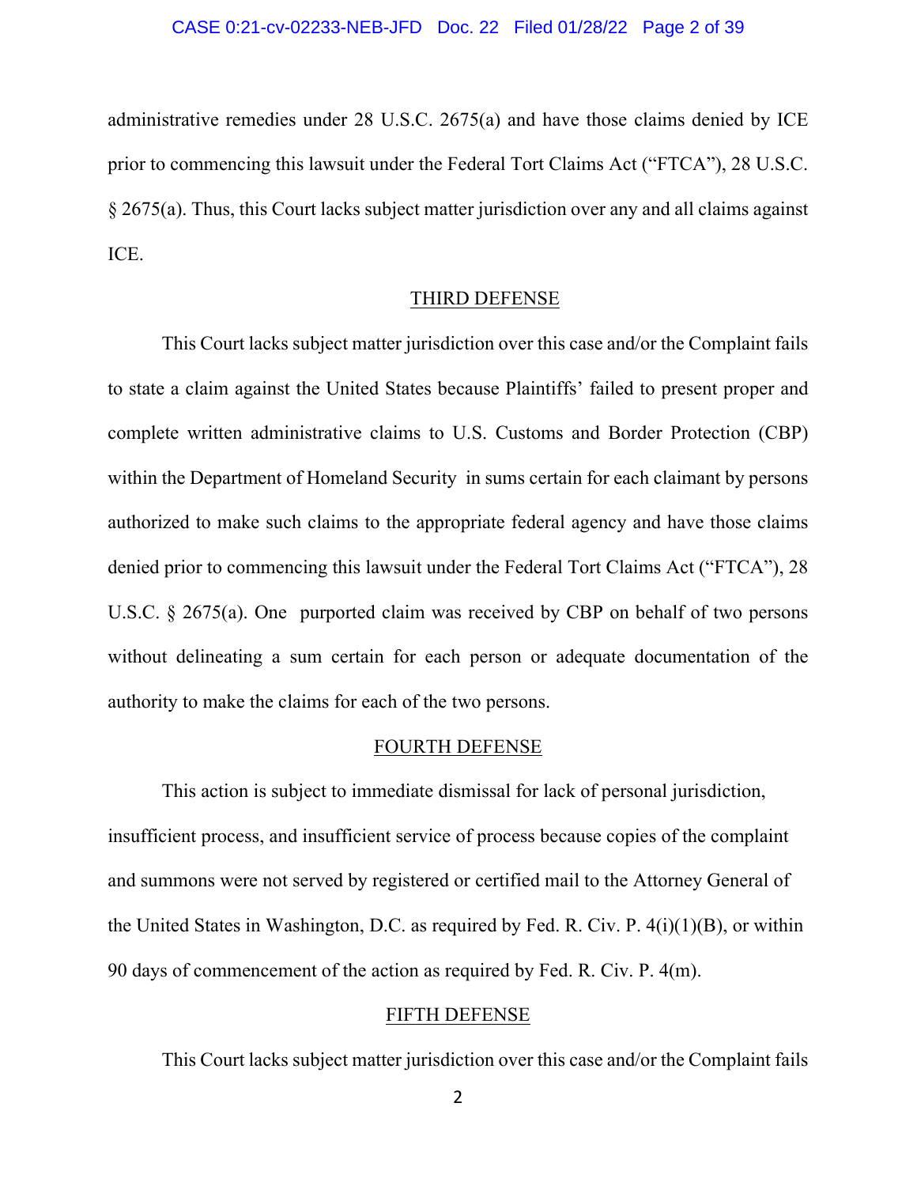administrative remedies under 28 U.S.C. 2675(a) and have those claims denied by ICE prior to commencing this lawsuit under the Federal Tort Claims Act ("FTCA"), 28 U.S.C. § 2675(a). Thus, this Court lacks subject matter jurisdiction over any and all claims against ICE.

## THIRD DEFENSE

This Court lacks subject matter jurisdiction over this case and/or the Complaint fails to state a claim against the United States because Plaintiffs' failed to present proper and complete written administrative claims to U.S. Customs and Border Protection (CBP) within the Department of Homeland Security in sums certain for each claimant by persons authorized to make such claims to the appropriate federal agency and have those claims denied prior to commencing this lawsuit under the Federal Tort Claims Act ("FTCA"), 28 U.S.C. § 2675(a). One purported claim was received by CBP on behalf of two persons without delineating a sum certain for each person or adequate documentation of the authority to make the claims for each of the two persons.

## FOURTH DEFENSE

This action is subject to immediate dismissal for lack of personal jurisdiction, insufficient process, and insufficient service of process because copies of the complaint and summons were not served by registered or certified mail to the Attorney General of the United States in Washington, D.C. as required by Fed. R. Civ. P. 4(i)(1)(B), or within 90 days of commencement of the action as required by Fed. R. Civ. P. 4(m).

## FIFTH DEFENSE

This Court lacks subject matter jurisdiction over this case and/or the Complaint fails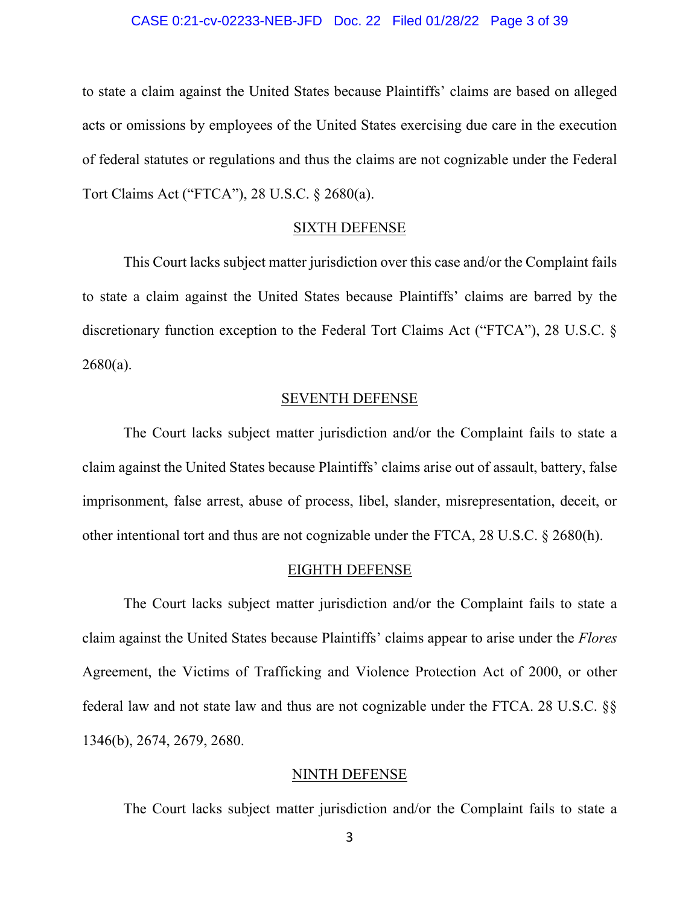to state a claim against the United States because Plaintiffs' claims are based on alleged acts or omissions by employees of the United States exercising due care in the execution of federal statutes or regulations and thus the claims are not cognizable under the Federal Tort Claims Act ("FTCA"), 28 U.S.C. § 2680(a).

## SIXTH DEFENSE

This Court lacks subject matter jurisdiction over this case and/or the Complaint fails to state a claim against the United States because Plaintiffs' claims are barred by the discretionary function exception to the Federal Tort Claims Act ("FTCA"), 28 U.S.C. § 2680(a).

## SEVENTH DEFENSE

The Court lacks subject matter jurisdiction and/or the Complaint fails to state a claim against the United States because Plaintiffs' claims arise out of assault, battery, false imprisonment, false arrest, abuse of process, libel, slander, misrepresentation, deceit, or other intentional tort and thus are not cognizable under the FTCA, 28 U.S.C. § 2680(h).

## EIGHTH DEFENSE

The Court lacks subject matter jurisdiction and/or the Complaint fails to state a claim against the United States because Plaintiffs' claims appear to arise under the *Flores* Agreement, the Victims of Trafficking and Violence Protection Act of 2000, or other federal law and not state law and thus are not cognizable under the FTCA. 28 U.S.C. §§ 1346(b), 2674, 2679, 2680.

## NINTH DEFENSE

The Court lacks subject matter jurisdiction and/or the Complaint fails to state a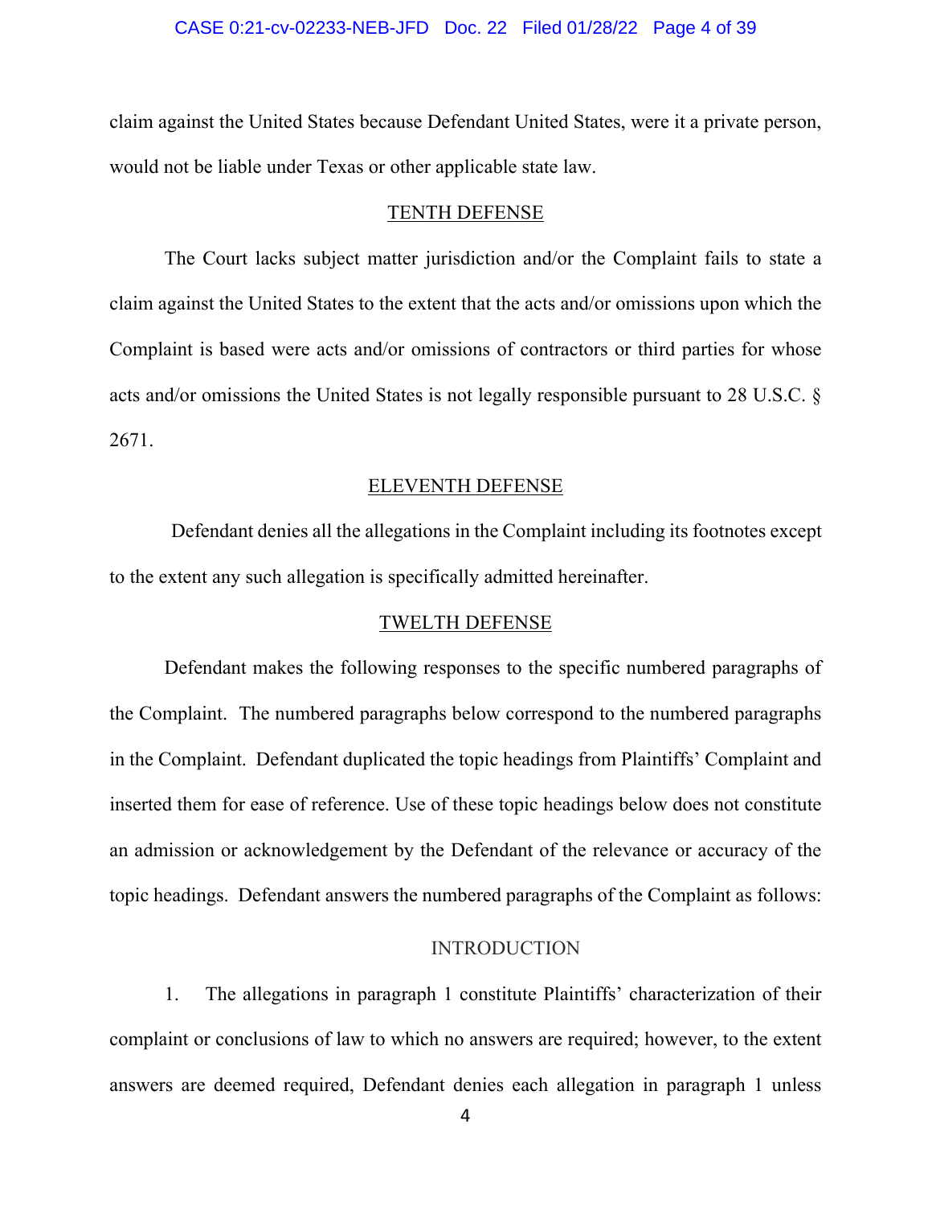claim against the United States because Defendant United States, were it a private person, would not be liable under Texas or other applicable state law.

## TENTH DEFENSE

The Court lacks subject matter jurisdiction and/or the Complaint fails to state a claim against the United States to the extent that the acts and/or omissions upon which the Complaint is based were acts and/or omissions of contractors or third parties for whose acts and/or omissions the United States is not legally responsible pursuant to 28 U.S.C. § 2671.

## ELEVENTH DEFENSE

Defendant denies all the allegations in the Complaint including its footnotes except to the extent any such allegation is specifically admitted hereinafter.

## TWELTH DEFENSE

Defendant makes the following responses to the specific numbered paragraphs of the Complaint. The numbered paragraphs below correspond to the numbered paragraphs in the Complaint. Defendant duplicated the topic headings from Plaintiffs' Complaint and inserted them for ease of reference. Use of these topic headings below does not constitute an admission or acknowledgement by the Defendant of the relevance or accuracy of the topic headings. Defendant answers the numbered paragraphs of the Complaint as follows:

## INTRODUCTION

1. The allegations in paragraph 1 constitute Plaintiffs' characterization of their complaint or conclusions of law to which no answers are required; however, to the extent answers are deemed required, Defendant denies each allegation in paragraph 1 unless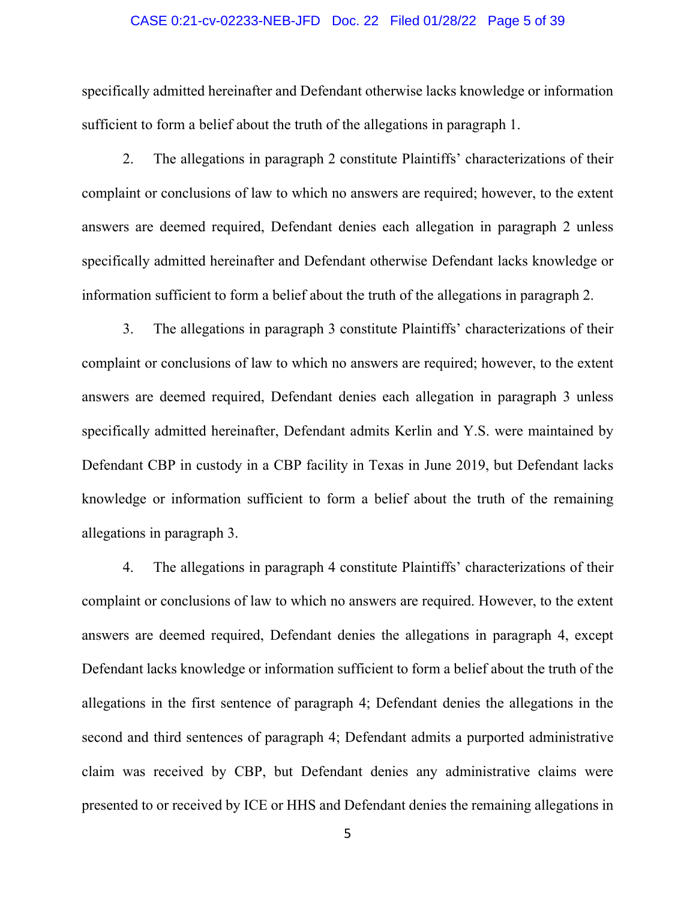specifically admitted hereinafter and Defendant otherwise lacks knowledge or information sufficient to form a belief about the truth of the allegations in paragraph 1.

2. The allegations in paragraph 2 constitute Plaintiffs' characterizations of their complaint or conclusions of law to which no answers are required; however, to the extent answers are deemed required, Defendant denies each allegation in paragraph 2 unless specifically admitted hereinafter and Defendant otherwise Defendant lacks knowledge or information sufficient to form a belief about the truth of the allegations in paragraph 2.

3. The allegations in paragraph 3 constitute Plaintiffs' characterizations of their complaint or conclusions of law to which no answers are required; however, to the extent answers are deemed required, Defendant denies each allegation in paragraph 3 unless specifically admitted hereinafter, Defendant admits Kerlin and Y.S. were maintained by Defendant CBP in custody in a CBP facility in Texas in June 2019, but Defendant lacks knowledge or information sufficient to form a belief about the truth of the remaining allegations in paragraph 3.

4. The allegations in paragraph 4 constitute Plaintiffs' characterizations of their complaint or conclusions of law to which no answers are required. However, to the extent answers are deemed required, Defendant denies the allegations in paragraph 4, except Defendant lacks knowledge or information sufficient to form a belief about the truth of the allegations in the first sentence of paragraph 4; Defendant denies the allegations in the second and third sentences of paragraph 4; Defendant admits a purported administrative claim was received by CBP, but Defendant denies any administrative claims were presented to or received by ICE or HHS and Defendant denies the remaining allegations in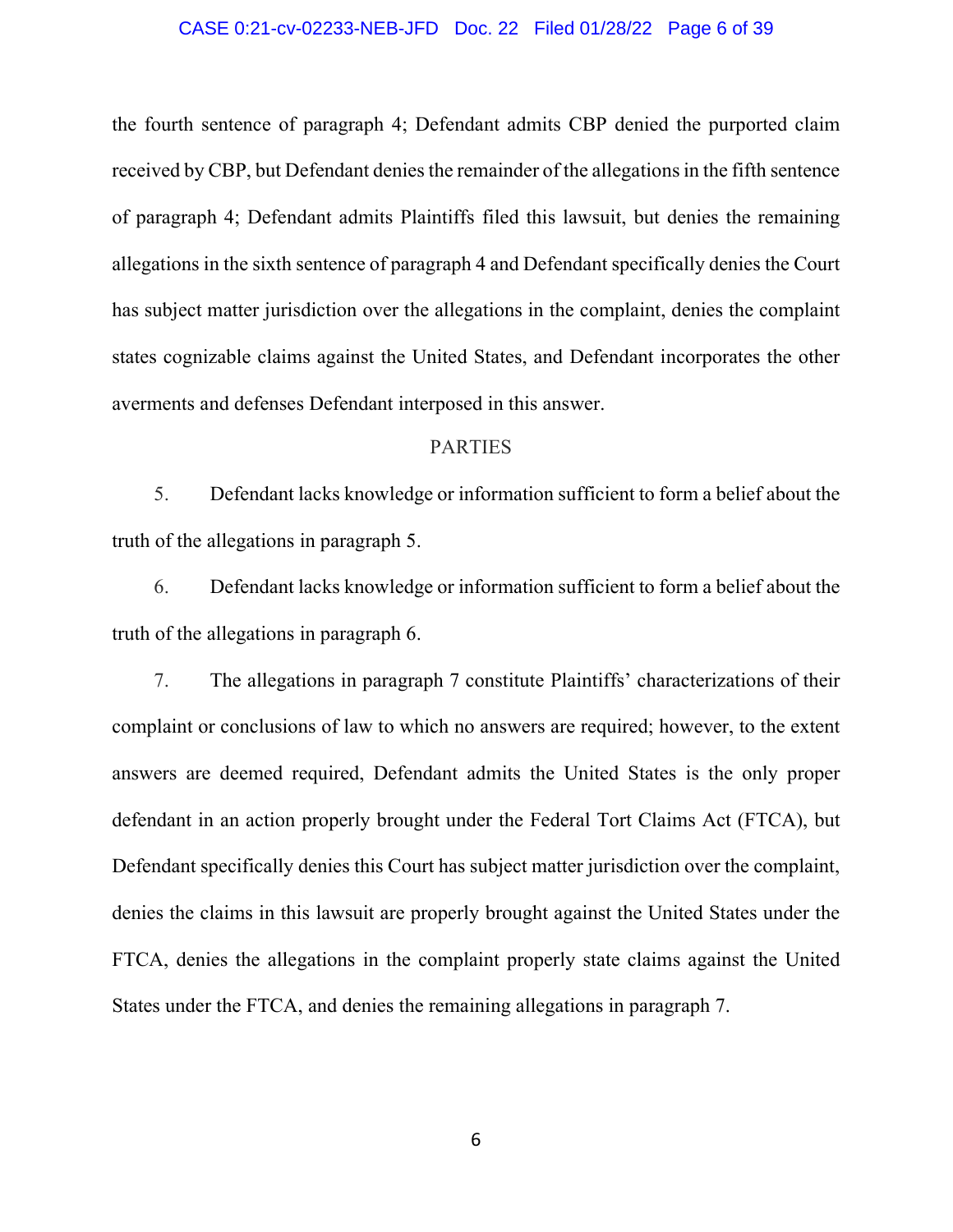the fourth sentence of paragraph 4; Defendant admits CBP denied the purported claim received by CBP, but Defendant denies the remainder of the allegations in the fifth sentence of paragraph 4; Defendant admits Plaintiffs filed this lawsuit, but denies the remaining allegations in the sixth sentence of paragraph 4 and Defendant specifically denies the Court has subject matter jurisdiction over the allegations in the complaint, denies the complaint states cognizable claims against the United States, and Defendant incorporates the other averments and defenses Defendant interposed in this answer.

## PARTIES

5. Defendant lacks knowledge or information sufficient to form a belief about the truth of the allegations in paragraph 5.

6. Defendant lacks knowledge or information sufficient to form a belief about the truth of the allegations in paragraph 6.

7. The allegations in paragraph 7 constitute Plaintiffs' characterizations of their complaint or conclusions of law to which no answers are required; however, to the extent answers are deemed required, Defendant admits the United States is the only proper defendant in an action properly brought under the Federal Tort Claims Act (FTCA), but Defendant specifically denies this Court has subject matter jurisdiction over the complaint, denies the claims in this lawsuit are properly brought against the United States under the FTCA, denies the allegations in the complaint properly state claims against the United States under the FTCA, and denies the remaining allegations in paragraph 7.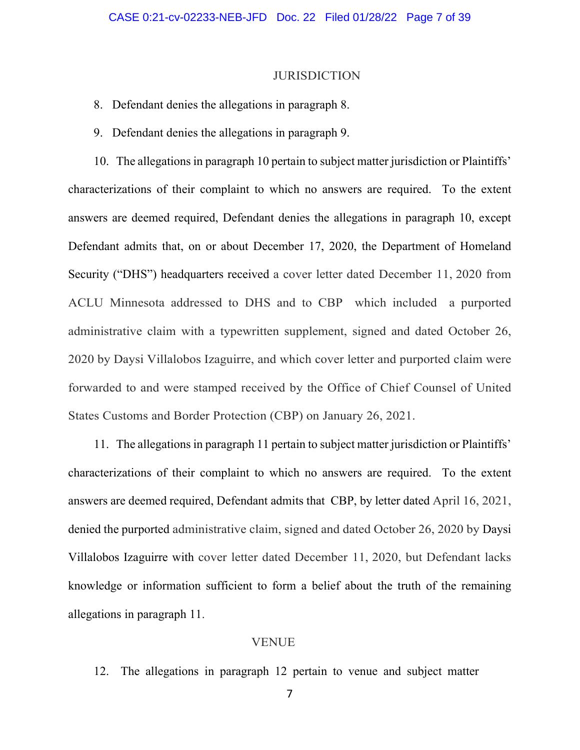## JURISDICTION

8. Defendant denies the allegations in paragraph 8.

9. Defendant denies the allegations in paragraph 9.

10. The allegations in paragraph 10 pertain to subject matter jurisdiction or Plaintiffs' characterizations of their complaint to which no answers are required. To the extent answers are deemed required, Defendant denies the allegations in paragraph 10, except Defendant admits that, on or about December 17, 2020, the Department of Homeland Security ("DHS") headquarters received a cover letter dated December 11, 2020 from ACLU Minnesota addressed to DHS and to CBP which included a purported administrative claim with a typewritten supplement, signed and dated October 26, 2020 by Daysi Villalobos Izaguirre, and which cover letter and purported claim were forwarded to and were stamped received by the Office of Chief Counsel of United States Customs and Border Protection (CBP) on January 26, 2021.

11. The allegations in paragraph 11 pertain to subject matter jurisdiction or Plaintiffs' characterizations of their complaint to which no answers are required. To the extent answers are deemed required, Defendant admits that CBP, by letter dated April 16, 2021, denied the purported administrative claim, signed and dated October 26, 2020 by Daysi Villalobos Izaguirre with cover letter dated December 11, 2020, but Defendant lacks knowledge or information sufficient to form a belief about the truth of the remaining allegations in paragraph 11.

## VENUE

12. The allegations in paragraph 12 pertain to venue and subject matter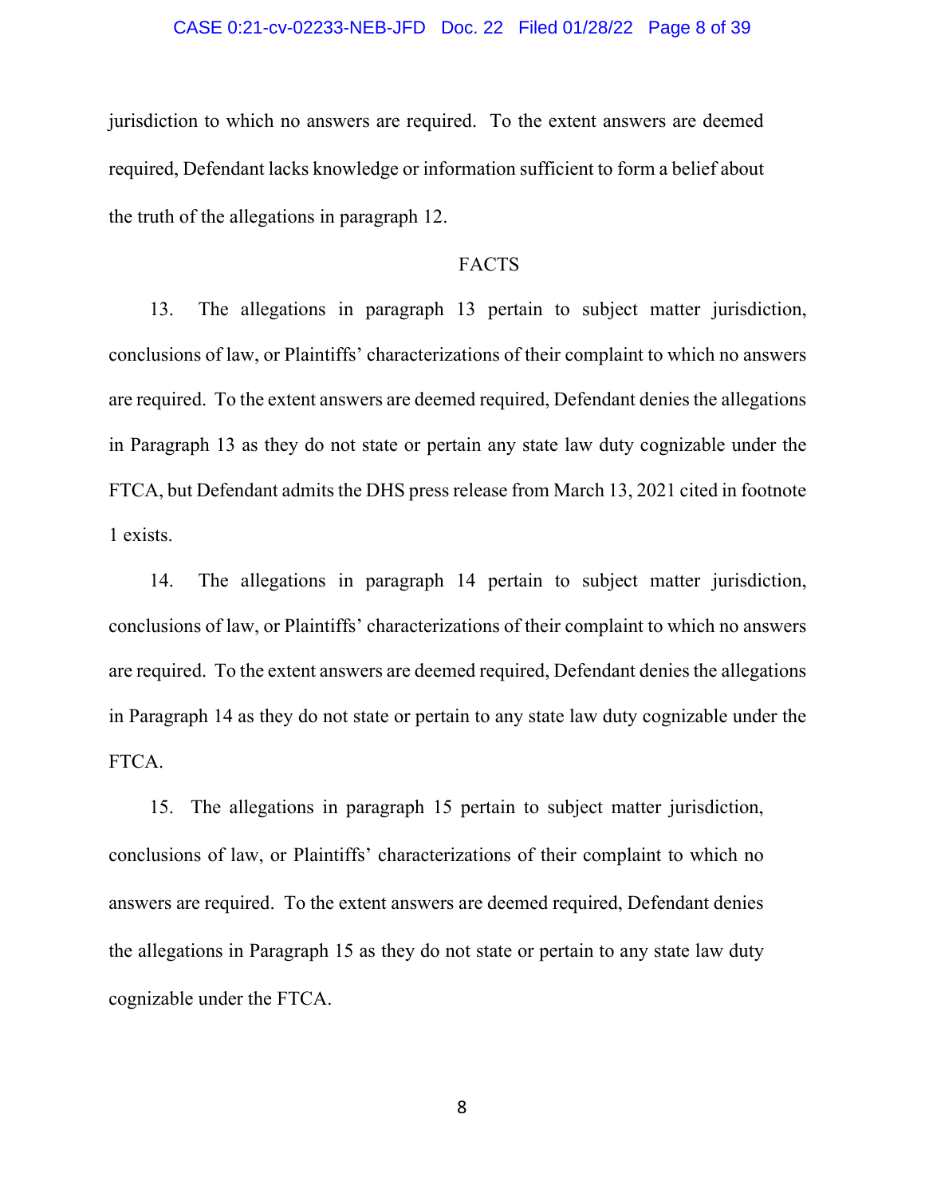jurisdiction to which no answers are required. To the extent answers are deemed required, Defendant lacks knowledge or information sufficient to form a belief about the truth of the allegations in paragraph 12.

## FACTS

13. The allegations in paragraph 13 pertain to subject matter jurisdiction, conclusions of law, or Plaintiffs' characterizations of their complaint to which no answers are required. To the extent answers are deemed required, Defendant denies the allegations in Paragraph 13 as they do not state or pertain any state law duty cognizable under the FTCA, but Defendant admits the DHS press release from March 13, 2021 cited in footnote 1 exists.

14. The allegations in paragraph 14 pertain to subject matter jurisdiction, conclusions of law, or Plaintiffs' characterizations of their complaint to which no answers are required. To the extent answers are deemed required, Defendant denies the allegations in Paragraph 14 as they do not state or pertain to any state law duty cognizable under the FTCA.

15. The allegations in paragraph 15 pertain to subject matter jurisdiction, conclusions of law, or Plaintiffs' characterizations of their complaint to which no answers are required. To the extent answers are deemed required, Defendant denies the allegations in Paragraph 15 as they do not state or pertain to any state law duty cognizable under the FTCA.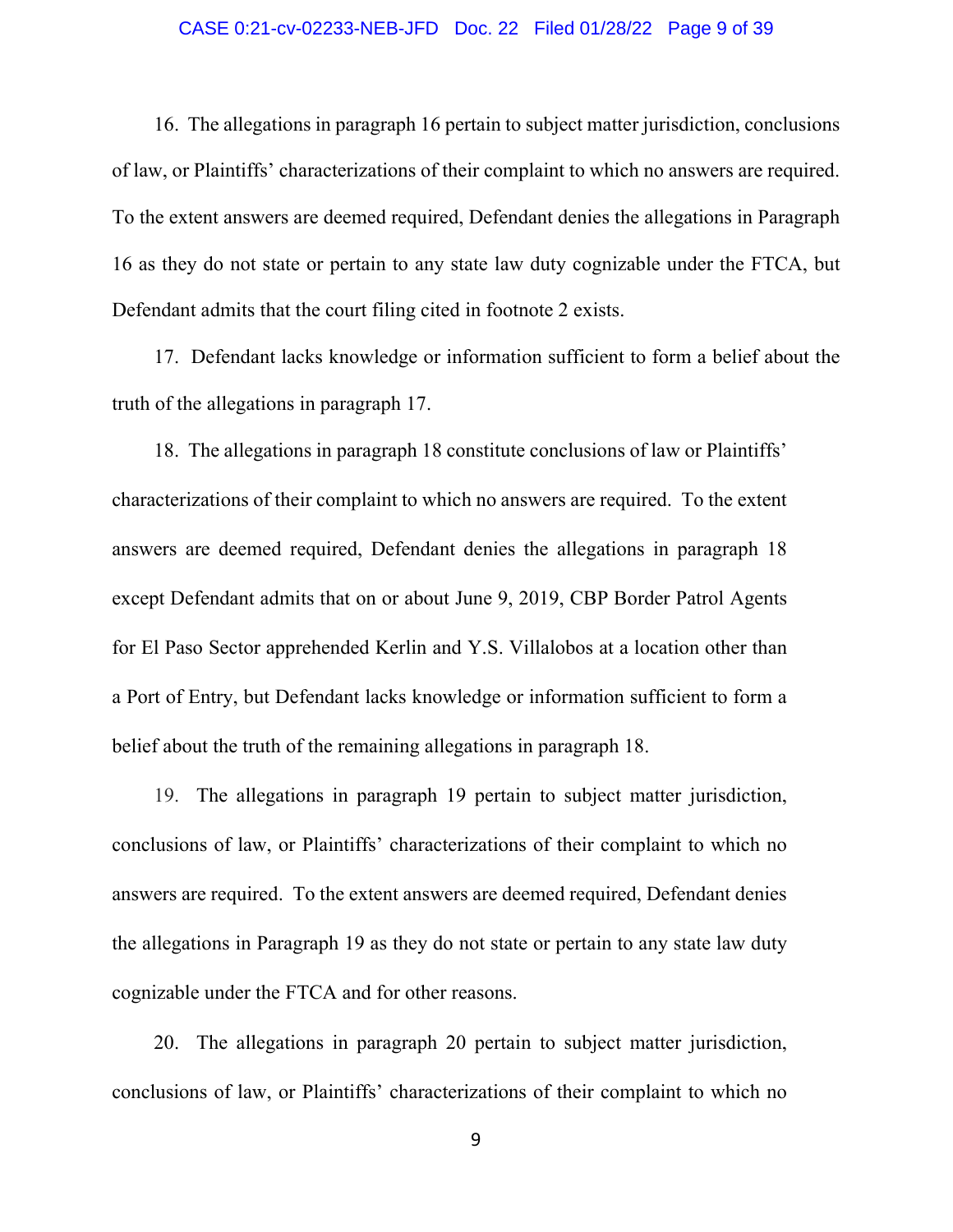16. The allegations in paragraph 16 pertain to subject matter jurisdiction, conclusions of law, or Plaintiffs' characterizations of their complaint to which no answers are required. To the extent answers are deemed required, Defendant denies the allegations in Paragraph 16 as they do not state or pertain to any state law duty cognizable under the FTCA, but Defendant admits that the court filing cited in footnote 2 exists.

17. Defendant lacks knowledge or information sufficient to form a belief about the truth of the allegations in paragraph 17.

18. The allegations in paragraph 18 constitute conclusions of law or Plaintiffs' characterizations of their complaint to which no answers are required. To the extent answers are deemed required, Defendant denies the allegations in paragraph 18 except Defendant admits that on or about June 9, 2019, CBP Border Patrol Agents for El Paso Sector apprehended Kerlin and Y.S. Villalobos at a location other than a Port of Entry, but Defendant lacks knowledge or information sufficient to form a belief about the truth of the remaining allegations in paragraph 18.

19. The allegations in paragraph 19 pertain to subject matter jurisdiction, conclusions of law, or Plaintiffs' characterizations of their complaint to which no answers are required. To the extent answers are deemed required, Defendant denies the allegations in Paragraph 19 as they do not state or pertain to any state law duty cognizable under the FTCA and for other reasons.

20. The allegations in paragraph 20 pertain to subject matter jurisdiction, conclusions of law, or Plaintiffs' characterizations of their complaint to which no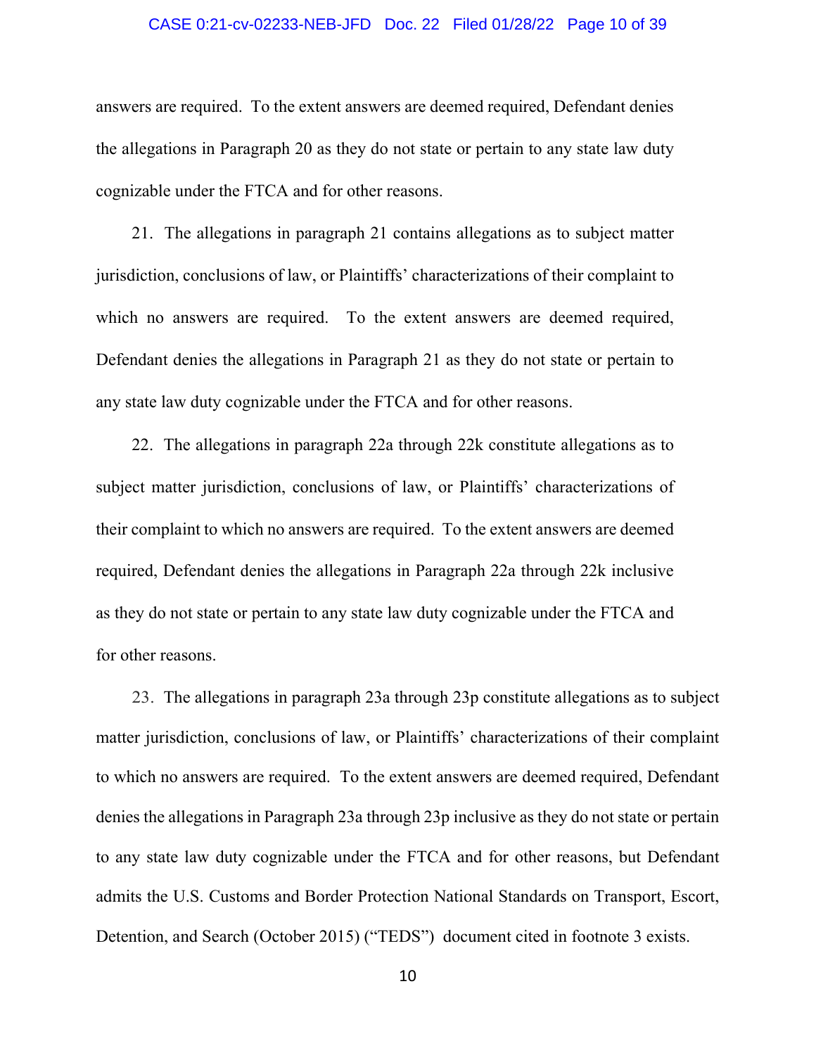answers are required. To the extent answers are deemed required, Defendant denies the allegations in Paragraph 20 as they do not state or pertain to any state law duty cognizable under the FTCA and for other reasons.

21. The allegations in paragraph 21 contains allegations as to subject matter jurisdiction, conclusions of law, or Plaintiffs' characterizations of their complaint to which no answers are required. To the extent answers are deemed required, Defendant denies the allegations in Paragraph 21 as they do not state or pertain to any state law duty cognizable under the FTCA and for other reasons.

22. The allegations in paragraph 22a through 22k constitute allegations as to subject matter jurisdiction, conclusions of law, or Plaintiffs' characterizations of their complaint to which no answers are required. To the extent answers are deemed required, Defendant denies the allegations in Paragraph 22a through 22k inclusive as they do not state or pertain to any state law duty cognizable under the FTCA and for other reasons.

23. The allegations in paragraph 23a through 23p constitute allegations as to subject matter jurisdiction, conclusions of law, or Plaintiffs' characterizations of their complaint to which no answers are required. To the extent answers are deemed required, Defendant denies the allegations in Paragraph 23a through 23p inclusive as they do not state or pertain to any state law duty cognizable under the FTCA and for other reasons, but Defendant admits the U.S. Customs and Border Protection National Standards on Transport, Escort, Detention, and Search (October 2015) ("TEDS") document cited in footnote 3 exists.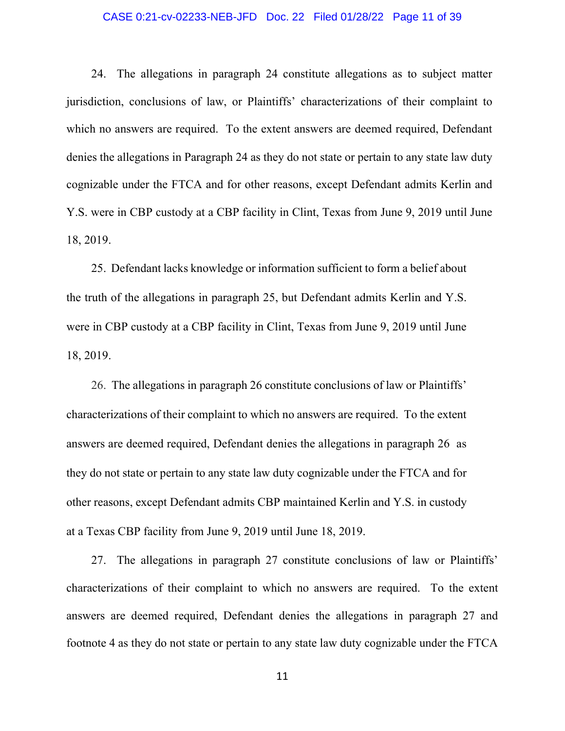24. The allegations in paragraph 24 constitute allegations as to subject matter jurisdiction, conclusions of law, or Plaintiffs' characterizations of their complaint to which no answers are required. To the extent answers are deemed required, Defendant denies the allegations in Paragraph 24 as they do not state or pertain to any state law duty cognizable under the FTCA and for other reasons, except Defendant admits Kerlin and Y.S. were in CBP custody at a CBP facility in Clint, Texas from June 9, 2019 until June 18, 2019.

25. Defendant lacks knowledge or information sufficient to form a belief about the truth of the allegations in paragraph 25, but Defendant admits Kerlin and Y.S. were in CBP custody at a CBP facility in Clint, Texas from June 9, 2019 until June 18, 2019.

26. The allegations in paragraph 26 constitute conclusions of law or Plaintiffs' characterizations of their complaint to which no answers are required. To the extent answers are deemed required, Defendant denies the allegations in paragraph 26 as they do not state or pertain to any state law duty cognizable under the FTCA and for other reasons, except Defendant admits CBP maintained Kerlin and Y.S. in custody at a Texas CBP facility from June 9, 2019 until June 18, 2019.

27. The allegations in paragraph 27 constitute conclusions of law or Plaintiffs' characterizations of their complaint to which no answers are required. To the extent answers are deemed required, Defendant denies the allegations in paragraph 27 and footnote 4 as they do not state or pertain to any state law duty cognizable under the FTCA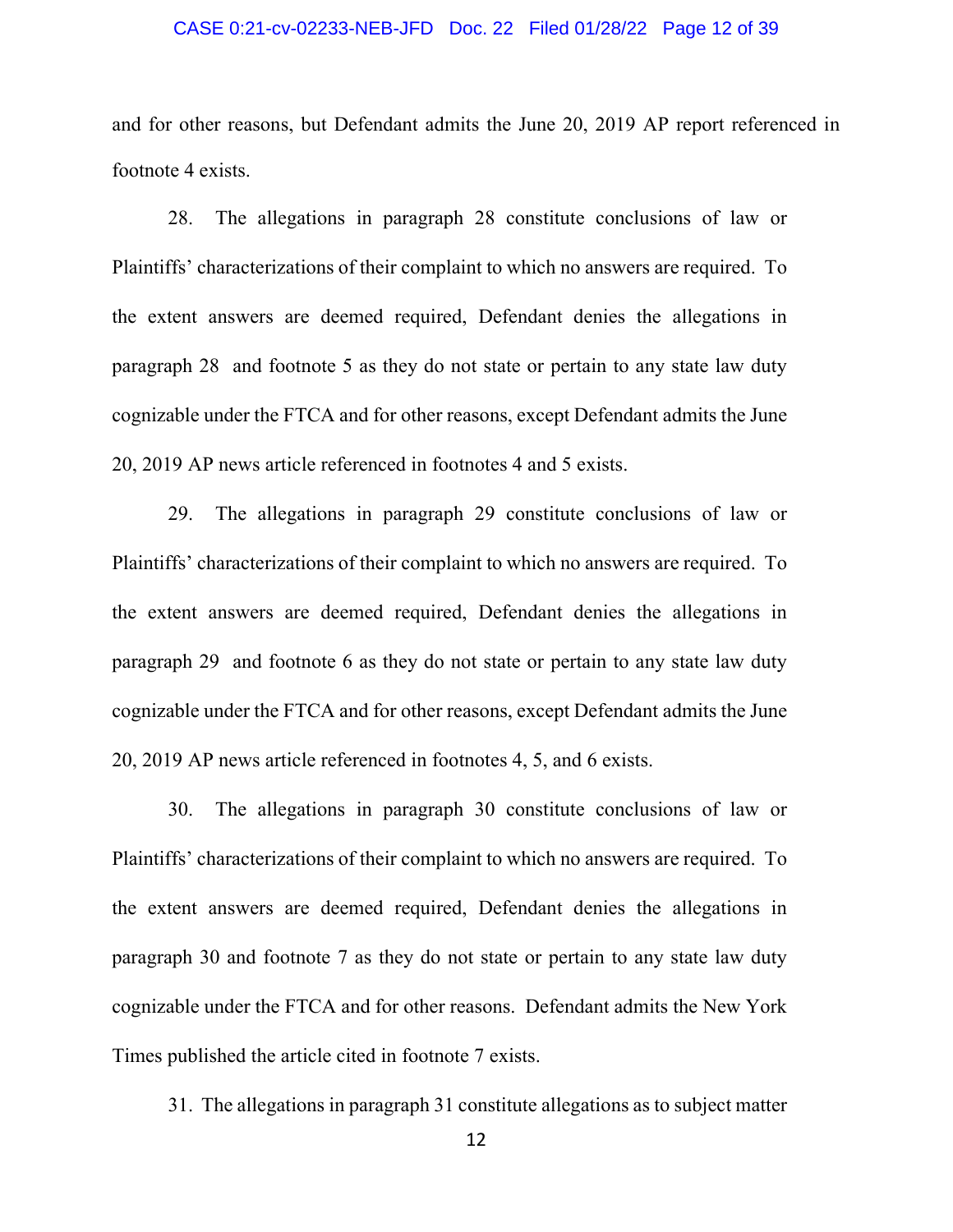and for other reasons, but Defendant admits the June 20, 2019 AP report referenced in footnote 4 exists.

28. The allegations in paragraph 28 constitute conclusions of law or Plaintiffs' characterizations of their complaint to which no answers are required. To the extent answers are deemed required, Defendant denies the allegations in paragraph 28 and footnote 5 as they do not state or pertain to any state law duty cognizable under the FTCA and for other reasons, except Defendant admits the June 20, 2019 AP news article referenced in footnotes 4 and 5 exists.

29. The allegations in paragraph 29 constitute conclusions of law or Plaintiffs' characterizations of their complaint to which no answers are required. To the extent answers are deemed required, Defendant denies the allegations in paragraph 29 and footnote 6 as they do not state or pertain to any state law duty cognizable under the FTCA and for other reasons, except Defendant admits the June 20, 2019 AP news article referenced in footnotes 4, 5, and 6 exists.

30. The allegations in paragraph 30 constitute conclusions of law or Plaintiffs' characterizations of their complaint to which no answers are required. To the extent answers are deemed required, Defendant denies the allegations in paragraph 30 and footnote 7 as they do not state or pertain to any state law duty cognizable under the FTCA and for other reasons. Defendant admits the New York Times published the article cited in footnote 7 exists.

31. The allegations in paragraph 31 constitute allegations as to subject matter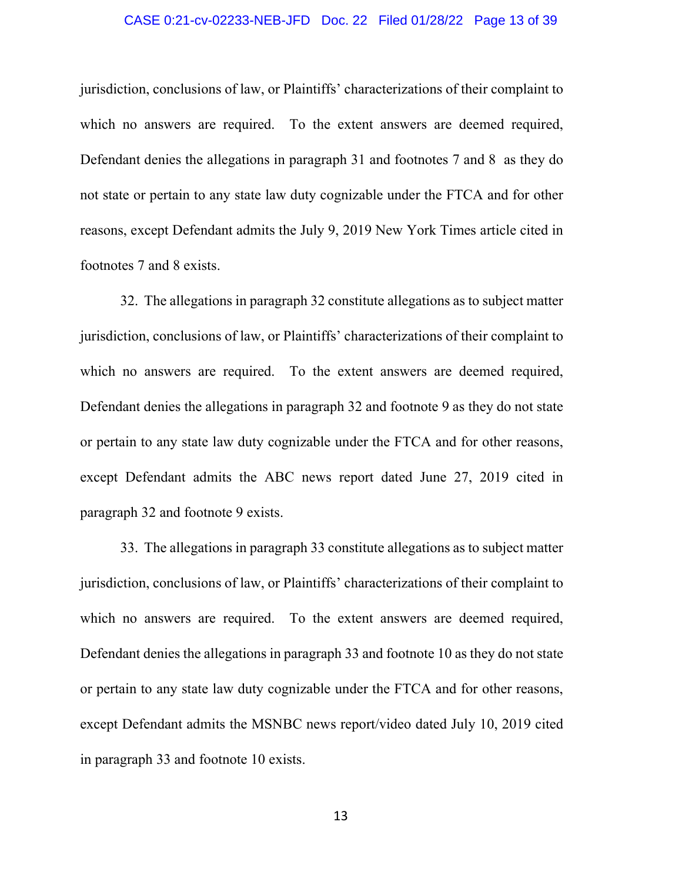jurisdiction, conclusions of law, or Plaintiffs' characterizations of their complaint to which no answers are required. To the extent answers are deemed required, Defendant denies the allegations in paragraph 31 and footnotes 7 and 8 as they do not state or pertain to any state law duty cognizable under the FTCA and for other reasons, except Defendant admits the July 9, 2019 New York Times article cited in footnotes 7 and 8 exists.

32. The allegations in paragraph 32 constitute allegations as to subject matter jurisdiction, conclusions of law, or Plaintiffs' characterizations of their complaint to which no answers are required. To the extent answers are deemed required, Defendant denies the allegations in paragraph 32 and footnote 9 as they do not state or pertain to any state law duty cognizable under the FTCA and for other reasons, except Defendant admits the ABC news report dated June 27, 2019 cited in paragraph 32 and footnote 9 exists.

33. The allegations in paragraph 33 constitute allegations as to subject matter jurisdiction, conclusions of law, or Plaintiffs' characterizations of their complaint to which no answers are required. To the extent answers are deemed required, Defendant denies the allegations in paragraph 33 and footnote 10 as they do not state or pertain to any state law duty cognizable under the FTCA and for other reasons, except Defendant admits the MSNBC news report/video dated July 10, 2019 cited in paragraph 33 and footnote 10 exists.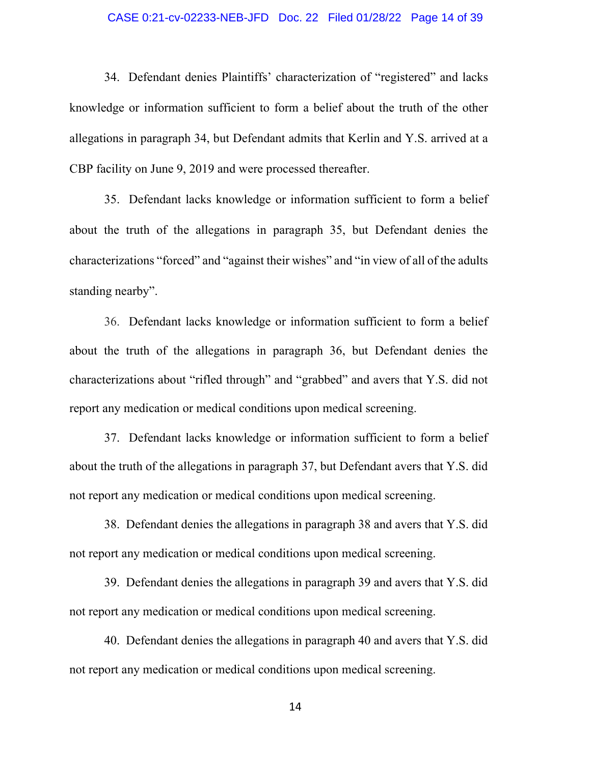34. Defendant denies Plaintiffs' characterization of "registered" and lacks knowledge or information sufficient to form a belief about the truth of the other allegations in paragraph 34, but Defendant admits that Kerlin and Y.S. arrived at a CBP facility on June 9, 2019 and were processed thereafter.

35. Defendant lacks knowledge or information sufficient to form a belief about the truth of the allegations in paragraph 35, but Defendant denies the characterizations "forced" and "against their wishes" and "in view of all of the adults standing nearby".

36. Defendant lacks knowledge or information sufficient to form a belief about the truth of the allegations in paragraph 36, but Defendant denies the characterizations about "rifled through" and "grabbed" and avers that Y.S. did not report any medication or medical conditions upon medical screening.

37. Defendant lacks knowledge or information sufficient to form a belief about the truth of the allegations in paragraph 37, but Defendant avers that Y.S. did not report any medication or medical conditions upon medical screening.

38. Defendant denies the allegations in paragraph 38 and avers that Y.S. did not report any medication or medical conditions upon medical screening.

39. Defendant denies the allegations in paragraph 39 and avers that Y.S. did not report any medication or medical conditions upon medical screening.

40. Defendant denies the allegations in paragraph 40 and avers that Y.S. did not report any medication or medical conditions upon medical screening.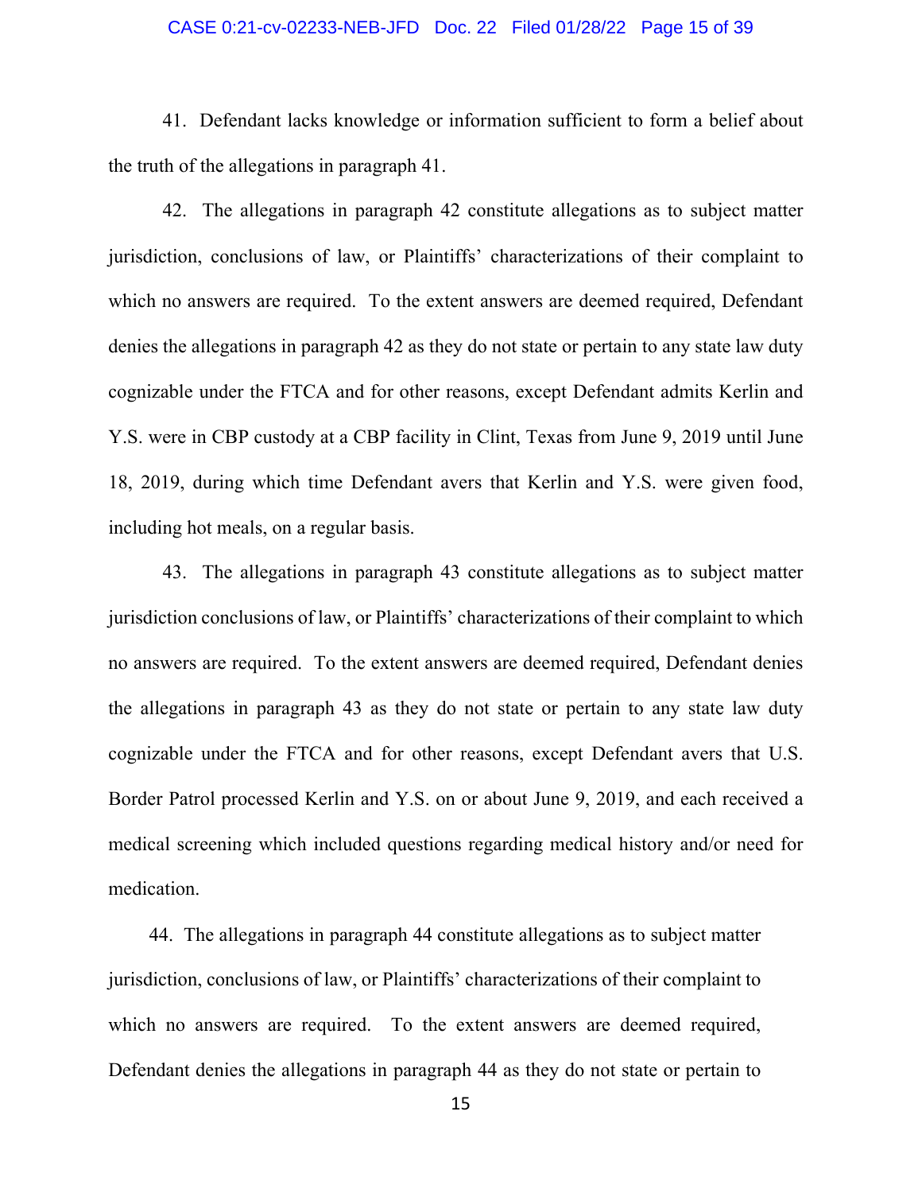41. Defendant lacks knowledge or information sufficient to form a belief about the truth of the allegations in paragraph 41.

42. The allegations in paragraph 42 constitute allegations as to subject matter jurisdiction, conclusions of law, or Plaintiffs' characterizations of their complaint to which no answers are required. To the extent answers are deemed required, Defendant denies the allegations in paragraph 42 as they do not state or pertain to any state law duty cognizable under the FTCA and for other reasons, except Defendant admits Kerlin and Y.S. were in CBP custody at a CBP facility in Clint, Texas from June 9, 2019 until June 18, 2019, during which time Defendant avers that Kerlin and Y.S. were given food, including hot meals, on a regular basis.

43. The allegations in paragraph 43 constitute allegations as to subject matter jurisdiction conclusions of law, or Plaintiffs' characterizations of their complaint to which no answers are required. To the extent answers are deemed required, Defendant denies the allegations in paragraph 43 as they do not state or pertain to any state law duty cognizable under the FTCA and for other reasons, except Defendant avers that U.S. Border Patrol processed Kerlin and Y.S. on or about June 9, 2019, and each received a medical screening which included questions regarding medical history and/or need for medication.

44. The allegations in paragraph 44 constitute allegations as to subject matter jurisdiction, conclusions of law, or Plaintiffs' characterizations of their complaint to which no answers are required. To the extent answers are deemed required, Defendant denies the allegations in paragraph 44 as they do not state or pertain to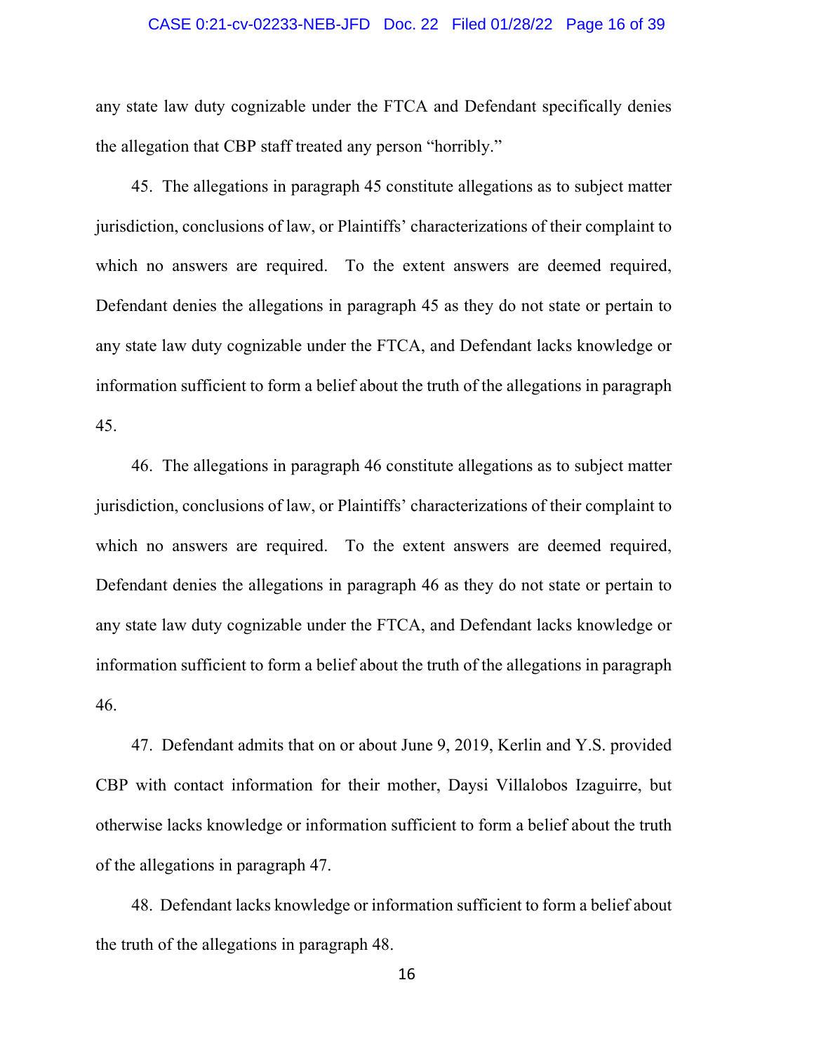any state law duty cognizable under the FTCA and Defendant specifically denies the allegation that CBP staff treated any person "horribly."

45. The allegations in paragraph 45 constitute allegations as to subject matter jurisdiction, conclusions of law, or Plaintiffs' characterizations of their complaint to which no answers are required. To the extent answers are deemed required, Defendant denies the allegations in paragraph 45 as they do not state or pertain to any state law duty cognizable under the FTCA, and Defendant lacks knowledge or information sufficient to form a belief about the truth of the allegations in paragraph 45.

46. The allegations in paragraph 46 constitute allegations as to subject matter jurisdiction, conclusions of law, or Plaintiffs' characterizations of their complaint to which no answers are required. To the extent answers are deemed required, Defendant denies the allegations in paragraph 46 as they do not state or pertain to any state law duty cognizable under the FTCA, and Defendant lacks knowledge or information sufficient to form a belief about the truth of the allegations in paragraph 46.

47. Defendant admits that on or about June 9, 2019, Kerlin and Y.S. provided CBP with contact information for their mother, Daysi Villalobos Izaguirre, but otherwise lacks knowledge or information sufficient to form a belief about the truth of the allegations in paragraph 47.

48. Defendant lacks knowledge or information sufficient to form a belief about the truth of the allegations in paragraph 48.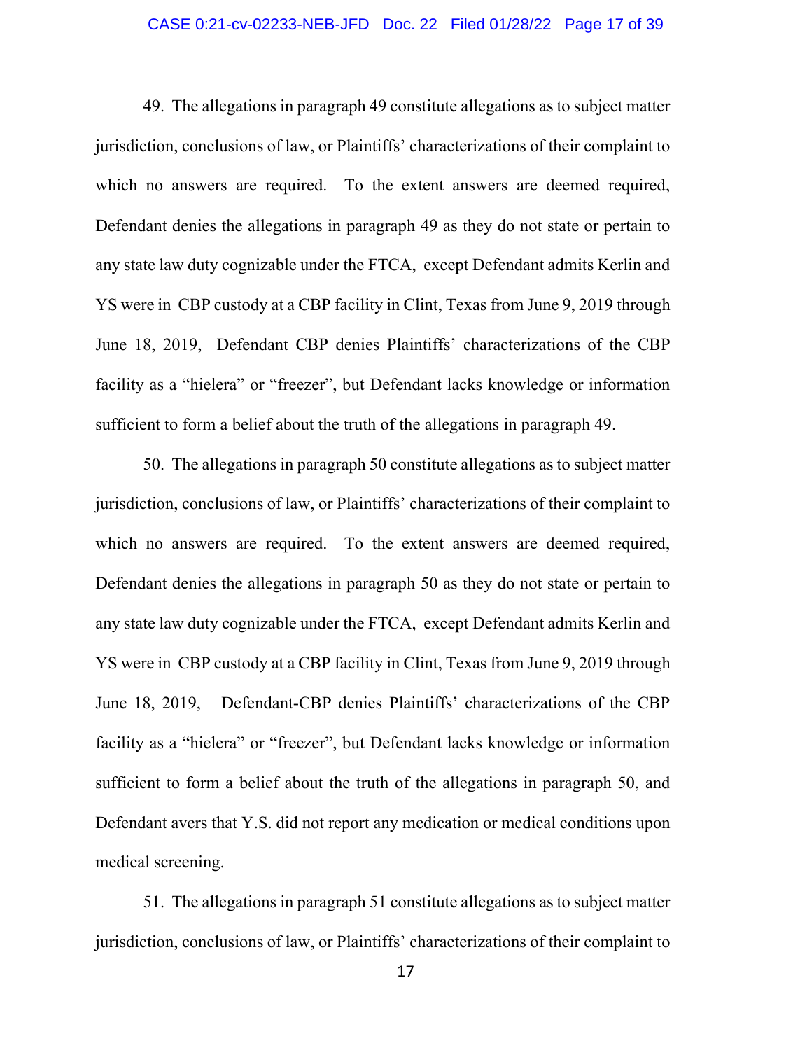49. The allegations in paragraph 49 constitute allegations as to subject matter jurisdiction, conclusions of law, or Plaintiffs' characterizations of their complaint to which no answers are required. To the extent answers are deemed required, Defendant denies the allegations in paragraph 49 as they do not state or pertain to any state law duty cognizable under the FTCA, except Defendant admits Kerlin and YS were in CBP custody at a CBP facility in Clint, Texas from June 9, 2019 through June 18, 2019, Defendant CBP denies Plaintiffs' characterizations of the CBP facility as a "hielera" or "freezer", but Defendant lacks knowledge or information sufficient to form a belief about the truth of the allegations in paragraph 49.

50. The allegations in paragraph 50 constitute allegations as to subject matter jurisdiction, conclusions of law, or Plaintiffs' characterizations of their complaint to which no answers are required. To the extent answers are deemed required, Defendant denies the allegations in paragraph 50 as they do not state or pertain to any state law duty cognizable under the FTCA, except Defendant admits Kerlin and YS were in CBP custody at a CBP facility in Clint, Texas from June 9, 2019 through June 18, 2019, Defendant-CBP denies Plaintiffs' characterizations of the CBP facility as a "hielera" or "freezer", but Defendant lacks knowledge or information sufficient to form a belief about the truth of the allegations in paragraph 50, and Defendant avers that Y.S. did not report any medication or medical conditions upon medical screening.

51. The allegations in paragraph 51 constitute allegations as to subject matter jurisdiction, conclusions of law, or Plaintiffs' characterizations of their complaint to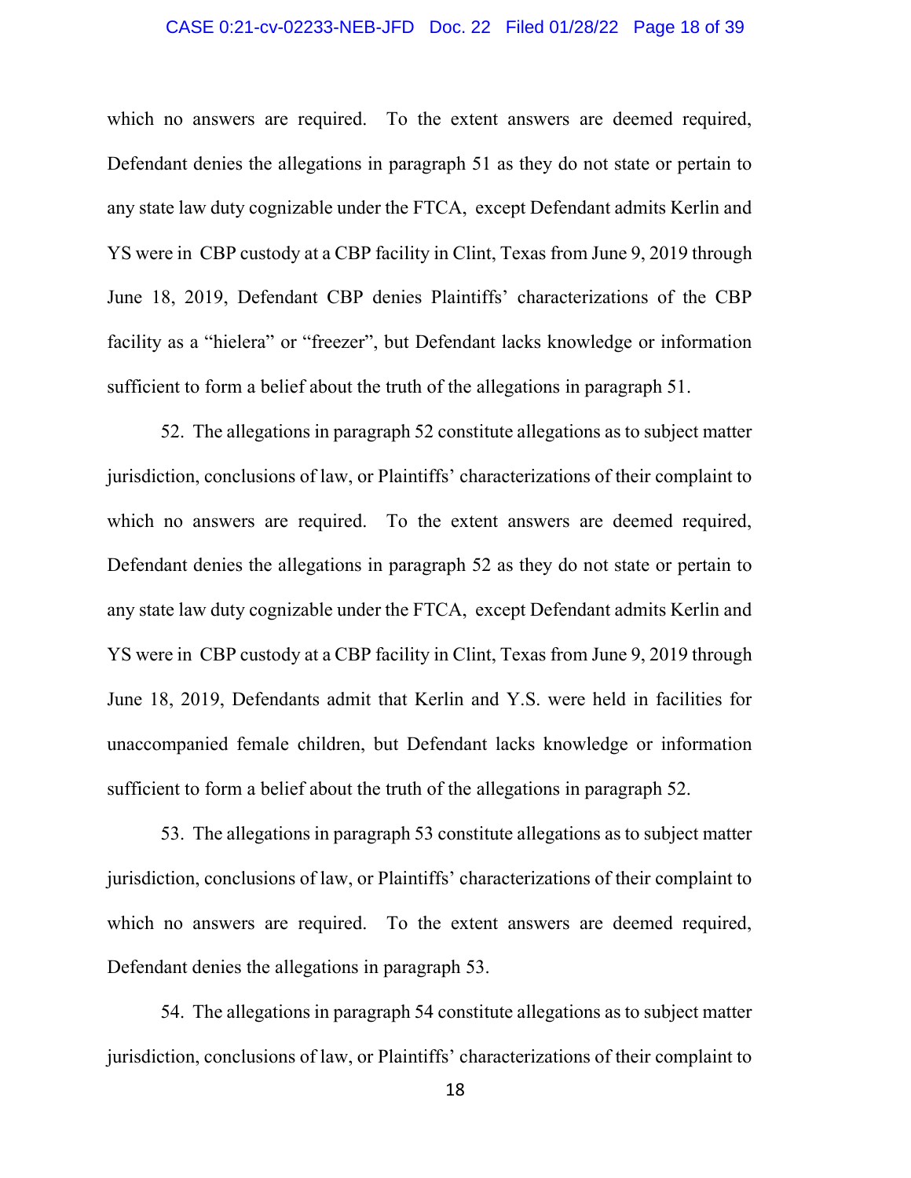which no answers are required. To the extent answers are deemed required, Defendant denies the allegations in paragraph 51 as they do not state or pertain to any state law duty cognizable under the FTCA, except Defendant admits Kerlin and YS were in CBP custody at a CBP facility in Clint, Texas from June 9, 2019 through June 18, 2019, Defendant CBP denies Plaintiffs' characterizations of the CBP facility as a "hielera" or "freezer", but Defendant lacks knowledge or information sufficient to form a belief about the truth of the allegations in paragraph 51.

52. The allegations in paragraph 52 constitute allegations as to subject matter jurisdiction, conclusions of law, or Plaintiffs' characterizations of their complaint to which no answers are required. To the extent answers are deemed required, Defendant denies the allegations in paragraph 52 as they do not state or pertain to any state law duty cognizable under the FTCA, except Defendant admits Kerlin and YS were in CBP custody at a CBP facility in Clint, Texas from June 9, 2019 through June 18, 2019, Defendants admit that Kerlin and Y.S. were held in facilities for unaccompanied female children, but Defendant lacks knowledge or information sufficient to form a belief about the truth of the allegations in paragraph 52.

53. The allegations in paragraph 53 constitute allegations as to subject matter jurisdiction, conclusions of law, or Plaintiffs' characterizations of their complaint to which no answers are required. To the extent answers are deemed required, Defendant denies the allegations in paragraph 53.

54. The allegations in paragraph 54 constitute allegations as to subject matter jurisdiction, conclusions of law, or Plaintiffs' characterizations of their complaint to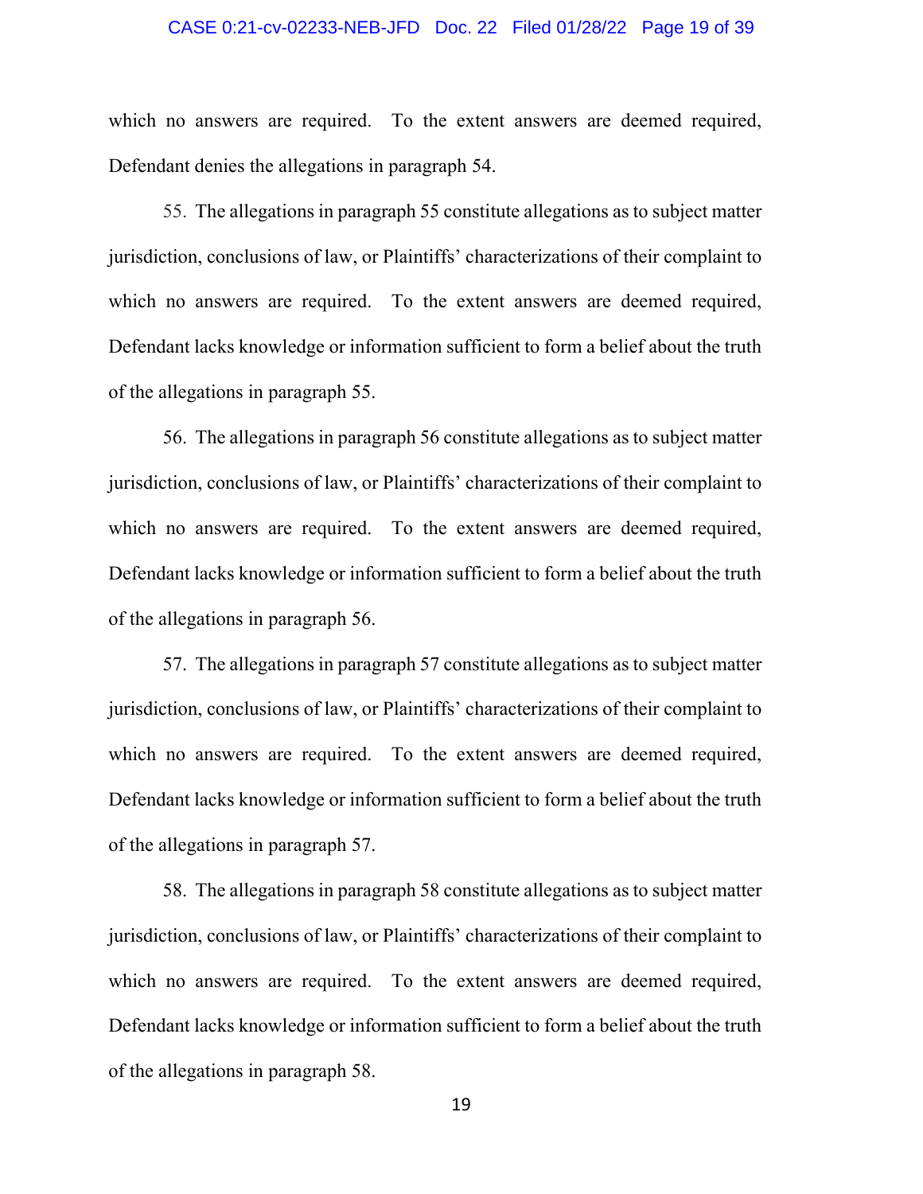which no answers are required. To the extent answers are deemed required, Defendant denies the allegations in paragraph 54.

55. The allegations in paragraph 55 constitute allegations as to subject matter jurisdiction, conclusions of law, or Plaintiffs' characterizations of their complaint to which no answers are required. To the extent answers are deemed required, Defendant lacks knowledge or information sufficient to form a belief about the truth of the allegations in paragraph 55.

56. The allegations in paragraph 56 constitute allegations as to subject matter jurisdiction, conclusions of law, or Plaintiffs' characterizations of their complaint to which no answers are required. To the extent answers are deemed required, Defendant lacks knowledge or information sufficient to form a belief about the truth of the allegations in paragraph 56.

57. The allegations in paragraph 57 constitute allegations as to subject matter jurisdiction, conclusions of law, or Plaintiffs' characterizations of their complaint to which no answers are required. To the extent answers are deemed required, Defendant lacks knowledge or information sufficient to form a belief about the truth of the allegations in paragraph 57.

58. The allegations in paragraph 58 constitute allegations as to subject matter jurisdiction, conclusions of law, or Plaintiffs' characterizations of their complaint to which no answers are required. To the extent answers are deemed required, Defendant lacks knowledge or information sufficient to form a belief about the truth of the allegations in paragraph 58.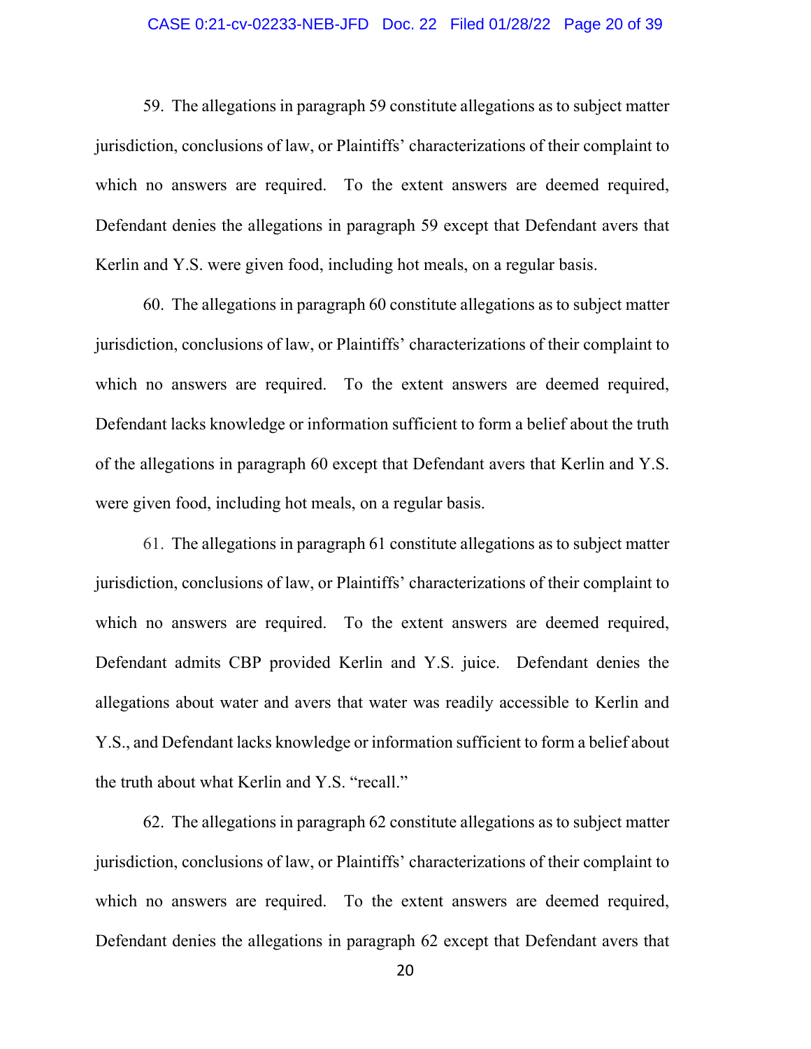59. The allegations in paragraph 59 constitute allegations as to subject matter jurisdiction, conclusions of law, or Plaintiffs' characterizations of their complaint to which no answers are required. To the extent answers are deemed required, Defendant denies the allegations in paragraph 59 except that Defendant avers that Kerlin and Y.S. were given food, including hot meals, on a regular basis.

60. The allegations in paragraph 60 constitute allegations as to subject matter jurisdiction, conclusions of law, or Plaintiffs' characterizations of their complaint to which no answers are required. To the extent answers are deemed required, Defendant lacks knowledge or information sufficient to form a belief about the truth of the allegations in paragraph 60 except that Defendant avers that Kerlin and Y.S. were given food, including hot meals, on a regular basis.

61. The allegations in paragraph 61 constitute allegations as to subject matter jurisdiction, conclusions of law, or Plaintiffs' characterizations of their complaint to which no answers are required. To the extent answers are deemed required, Defendant admits CBP provided Kerlin and Y.S. juice. Defendant denies the allegations about water and avers that water was readily accessible to Kerlin and Y.S., and Defendant lacks knowledge or information sufficient to form a belief about the truth about what Kerlin and Y.S. "recall."

62. The allegations in paragraph 62 constitute allegations as to subject matter jurisdiction, conclusions of law, or Plaintiffs' characterizations of their complaint to which no answers are required. To the extent answers are deemed required, Defendant denies the allegations in paragraph 62 except that Defendant avers that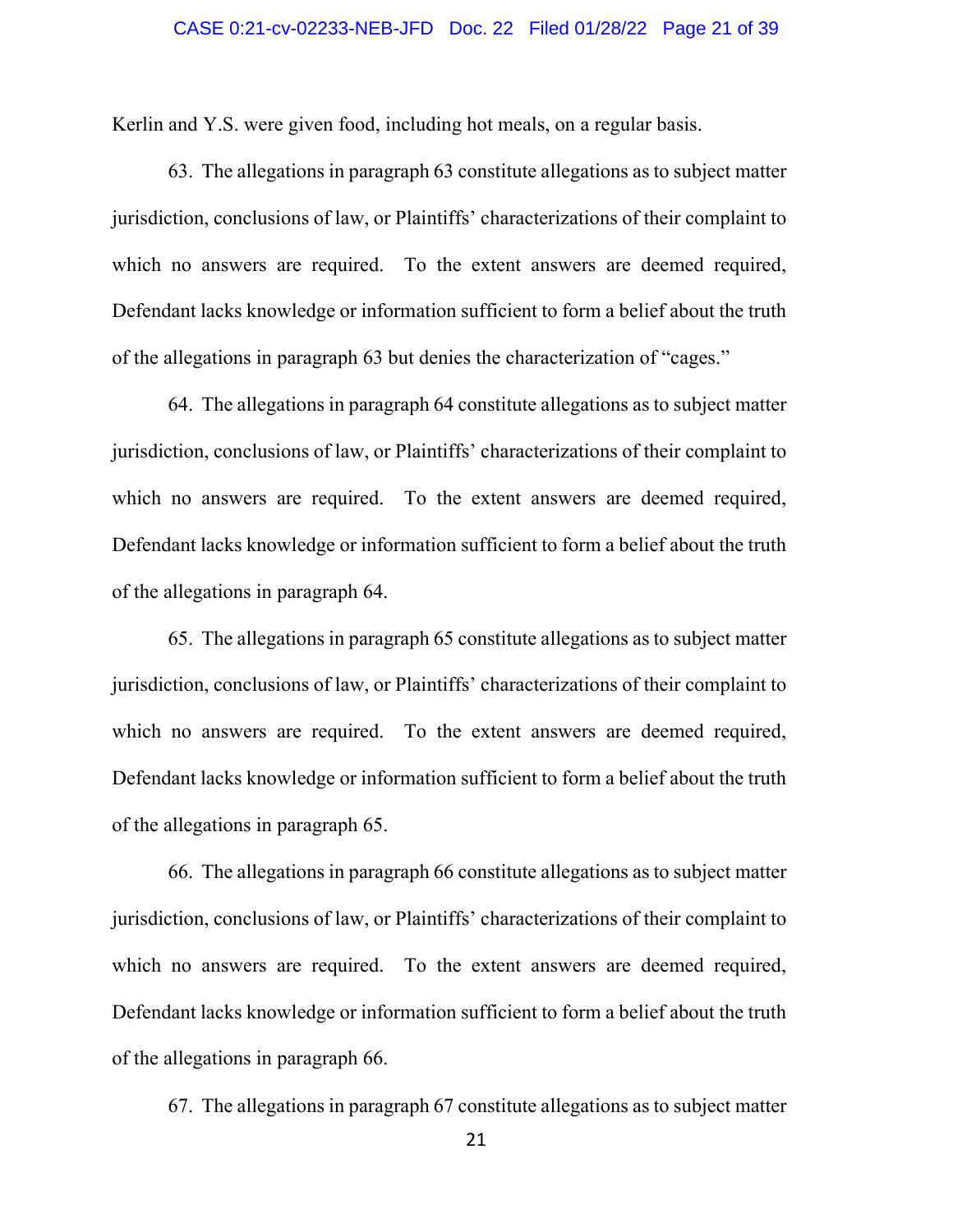Kerlin and Y.S. were given food, including hot meals, on a regular basis.

63. The allegations in paragraph 63 constitute allegations as to subject matter jurisdiction, conclusions of law, or Plaintiffs' characterizations of their complaint to which no answers are required. To the extent answers are deemed required, Defendant lacks knowledge or information sufficient to form a belief about the truth of the allegations in paragraph 63 but denies the characterization of "cages."

64. The allegations in paragraph 64 constitute allegations as to subject matter jurisdiction, conclusions of law, or Plaintiffs' characterizations of their complaint to which no answers are required. To the extent answers are deemed required, Defendant lacks knowledge or information sufficient to form a belief about the truth of the allegations in paragraph 64.

65. The allegations in paragraph 65 constitute allegations as to subject matter jurisdiction, conclusions of law, or Plaintiffs' characterizations of their complaint to which no answers are required. To the extent answers are deemed required, Defendant lacks knowledge or information sufficient to form a belief about the truth of the allegations in paragraph 65.

66. The allegations in paragraph 66 constitute allegations as to subject matter jurisdiction, conclusions of law, or Plaintiffs' characterizations of their complaint to which no answers are required. To the extent answers are deemed required, Defendant lacks knowledge or information sufficient to form a belief about the truth of the allegations in paragraph 66.

67. The allegations in paragraph 67 constitute allegations as to subject matter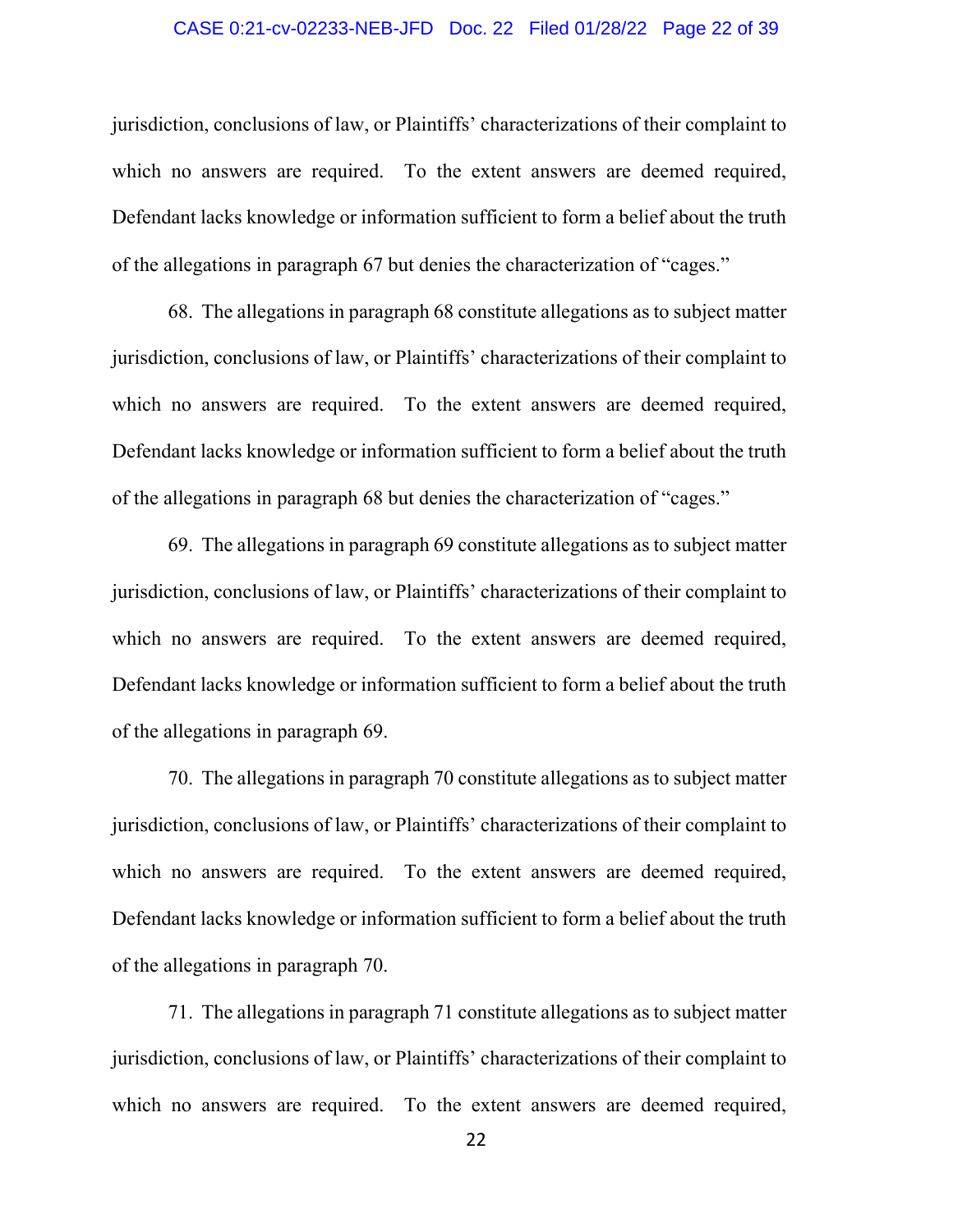jurisdiction, conclusions of law, or Plaintiffs' characterizations of their complaint to which no answers are required. To the extent answers are deemed required, Defendant lacks knowledge or information sufficient to form a belief about the truth of the allegations in paragraph 67 but denies the characterization of "cages."

68. The allegations in paragraph 68 constitute allegations as to subject matter jurisdiction, conclusions of law, or Plaintiffs' characterizations of their complaint to which no answers are required. To the extent answers are deemed required, Defendant lacks knowledge or information sufficient to form a belief about the truth of the allegations in paragraph 68 but denies the characterization of "cages."

69. The allegations in paragraph 69 constitute allegations as to subject matter jurisdiction, conclusions of law, or Plaintiffs' characterizations of their complaint to which no answers are required. To the extent answers are deemed required, Defendant lacks knowledge or information sufficient to form a belief about the truth of the allegations in paragraph 69.

70. The allegations in paragraph 70 constitute allegations as to subject matter jurisdiction, conclusions of law, or Plaintiffs' characterizations of their complaint to which no answers are required. To the extent answers are deemed required, Defendant lacks knowledge or information sufficient to form a belief about the truth of the allegations in paragraph 70.

71. The allegations in paragraph 71 constitute allegations as to subject matter jurisdiction, conclusions of law, or Plaintiffs' characterizations of their complaint to which no answers are required. To the extent answers are deemed required,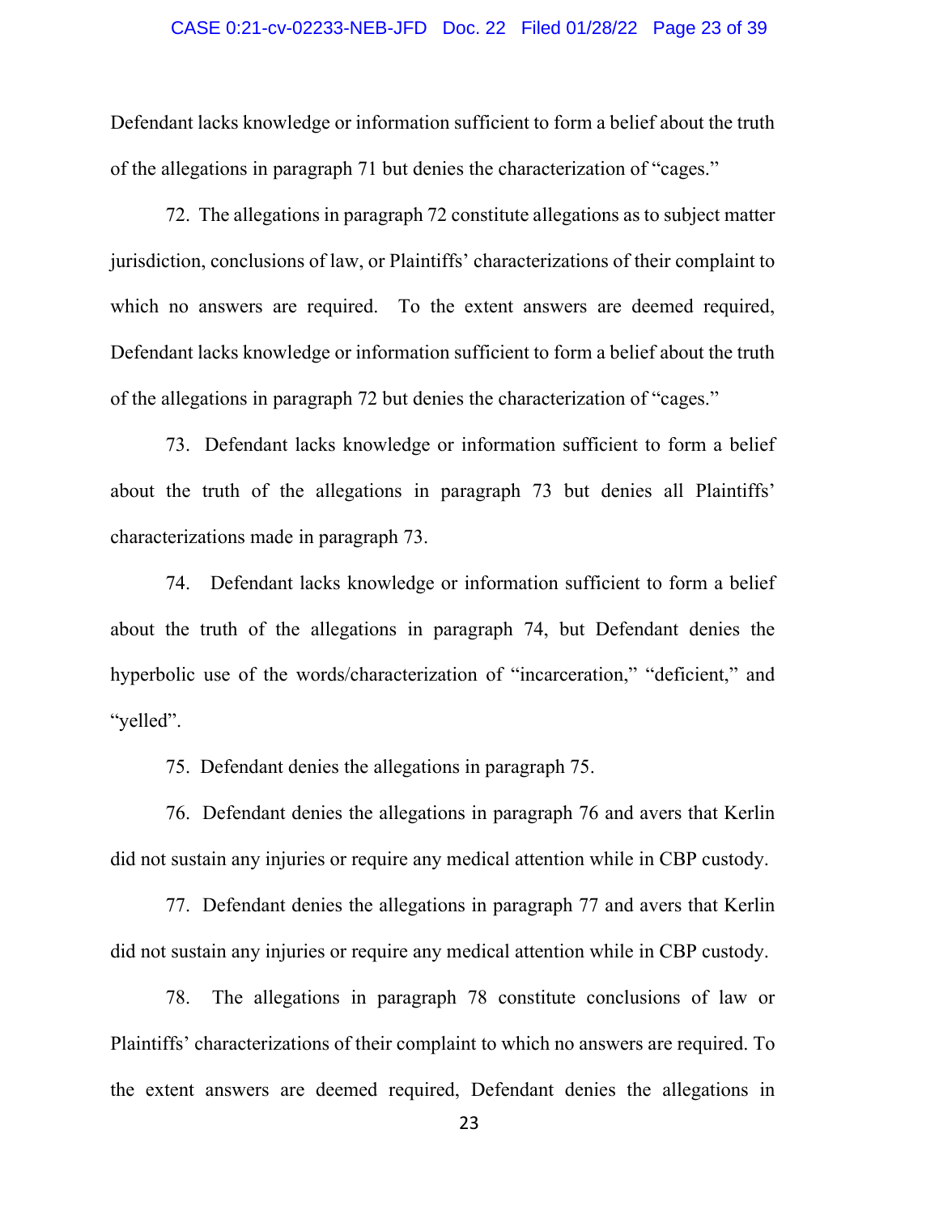Defendant lacks knowledge or information sufficient to form a belief about the truth of the allegations in paragraph 71 but denies the characterization of "cages."

72. The allegations in paragraph 72 constitute allegations as to subject matter jurisdiction, conclusions of law, or Plaintiffs' characterizations of their complaint to which no answers are required. To the extent answers are deemed required, Defendant lacks knowledge or information sufficient to form a belief about the truth of the allegations in paragraph 72 but denies the characterization of "cages."

73. Defendant lacks knowledge or information sufficient to form a belief about the truth of the allegations in paragraph 73 but denies all Plaintiffs' characterizations made in paragraph 73.

74. Defendant lacks knowledge or information sufficient to form a belief about the truth of the allegations in paragraph 74, but Defendant denies the hyperbolic use of the words/characterization of "incarceration," "deficient," and "yelled".

75. Defendant denies the allegations in paragraph 75.

76. Defendant denies the allegations in paragraph 76 and avers that Kerlin did not sustain any injuries or require any medical attention while in CBP custody.

77. Defendant denies the allegations in paragraph 77 and avers that Kerlin did not sustain any injuries or require any medical attention while in CBP custody.

78. The allegations in paragraph 78 constitute conclusions of law or Plaintiffs' characterizations of their complaint to which no answers are required. To the extent answers are deemed required, Defendant denies the allegations in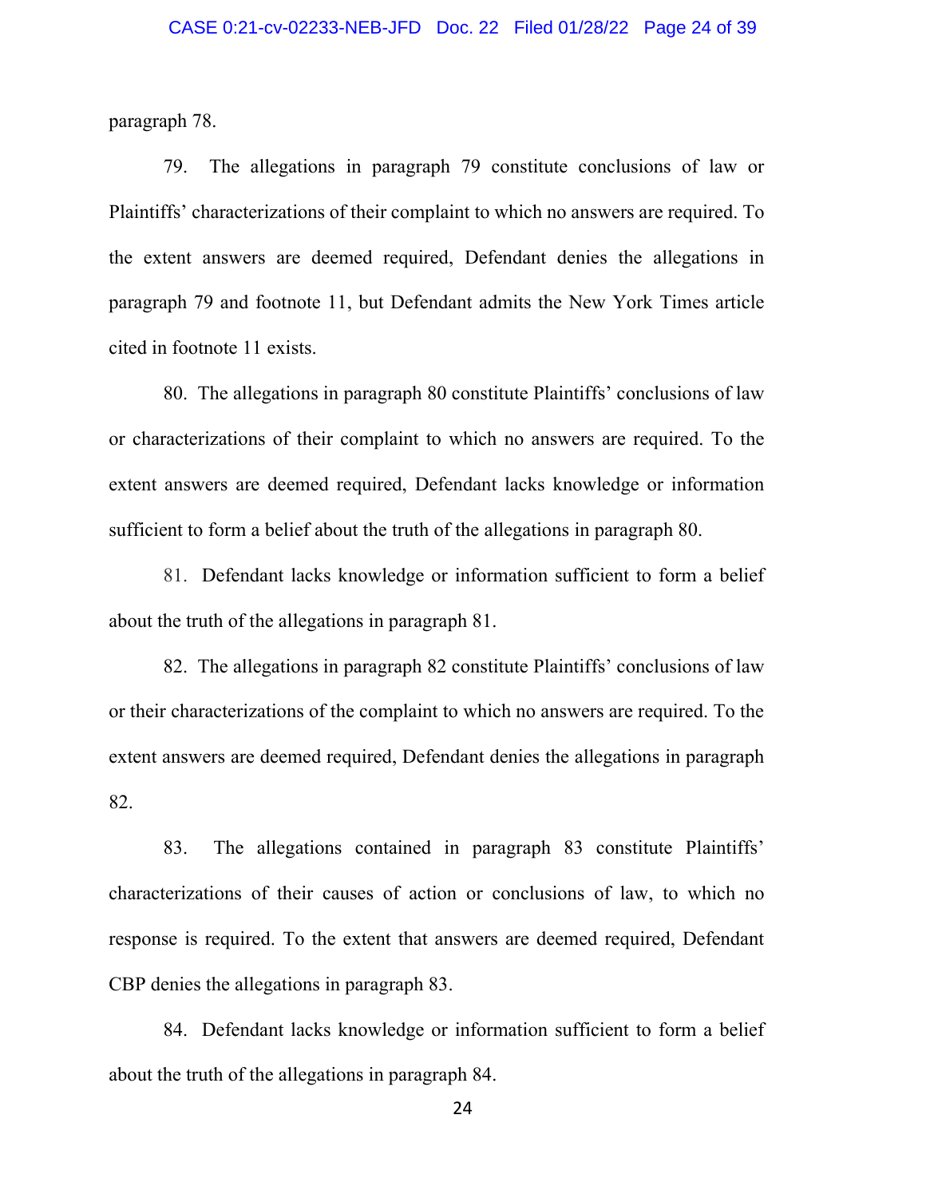paragraph 78.

79. The allegations in paragraph 79 constitute conclusions of law or Plaintiffs' characterizations of their complaint to which no answers are required. To the extent answers are deemed required, Defendant denies the allegations in paragraph 79 and footnote 11, but Defendant admits the New York Times article cited in footnote 11 exists.

80. The allegations in paragraph 80 constitute Plaintiffs' conclusions of law or characterizations of their complaint to which no answers are required. To the extent answers are deemed required, Defendant lacks knowledge or information sufficient to form a belief about the truth of the allegations in paragraph 80.

81. Defendant lacks knowledge or information sufficient to form a belief about the truth of the allegations in paragraph 81.

82. The allegations in paragraph 82 constitute Plaintiffs' conclusions of law or their characterizations of the complaint to which no answers are required. To the extent answers are deemed required, Defendant denies the allegations in paragraph 82.

83. The allegations contained in paragraph 83 constitute Plaintiffs' characterizations of their causes of action or conclusions of law, to which no response is required. To the extent that answers are deemed required, Defendant CBP denies the allegations in paragraph 83.

84. Defendant lacks knowledge or information sufficient to form a belief about the truth of the allegations in paragraph 84.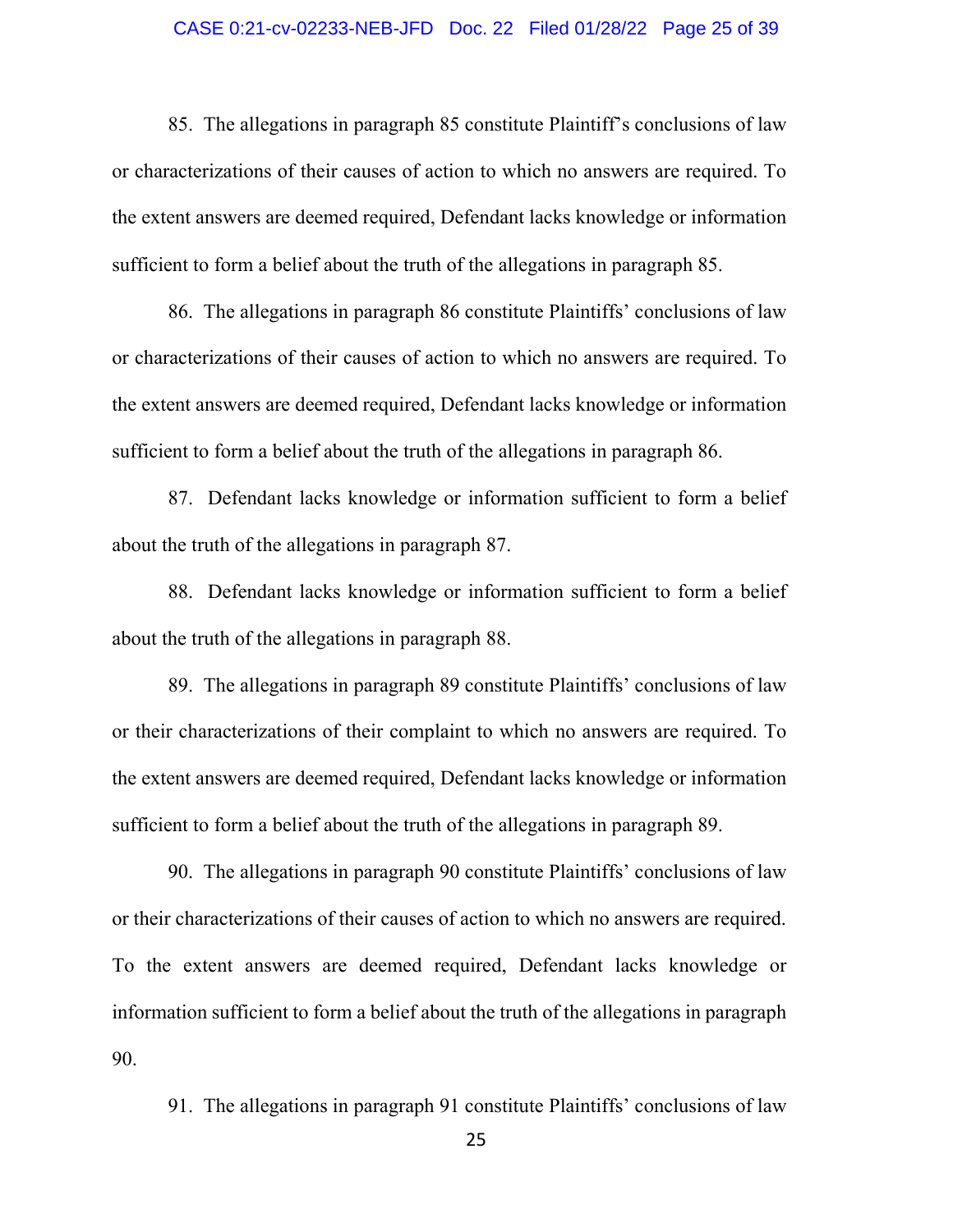85. The allegations in paragraph 85 constitute Plaintiff's conclusions of law or characterizations of their causes of action to which no answers are required. To the extent answers are deemed required, Defendant lacks knowledge or information sufficient to form a belief about the truth of the allegations in paragraph 85.

86. The allegations in paragraph 86 constitute Plaintiffs' conclusions of law or characterizations of their causes of action to which no answers are required. To the extent answers are deemed required, Defendant lacks knowledge or information sufficient to form a belief about the truth of the allegations in paragraph 86.

87. Defendant lacks knowledge or information sufficient to form a belief about the truth of the allegations in paragraph 87.

88. Defendant lacks knowledge or information sufficient to form a belief about the truth of the allegations in paragraph 88.

89. The allegations in paragraph 89 constitute Plaintiffs' conclusions of law or their characterizations of their complaint to which no answers are required. To the extent answers are deemed required, Defendant lacks knowledge or information sufficient to form a belief about the truth of the allegations in paragraph 89.

90. The allegations in paragraph 90 constitute Plaintiffs' conclusions of law or their characterizations of their causes of action to which no answers are required. To the extent answers are deemed required, Defendant lacks knowledge or information sufficient to form a belief about the truth of the allegations in paragraph 90.

91. The allegations in paragraph 91 constitute Plaintiffs' conclusions of law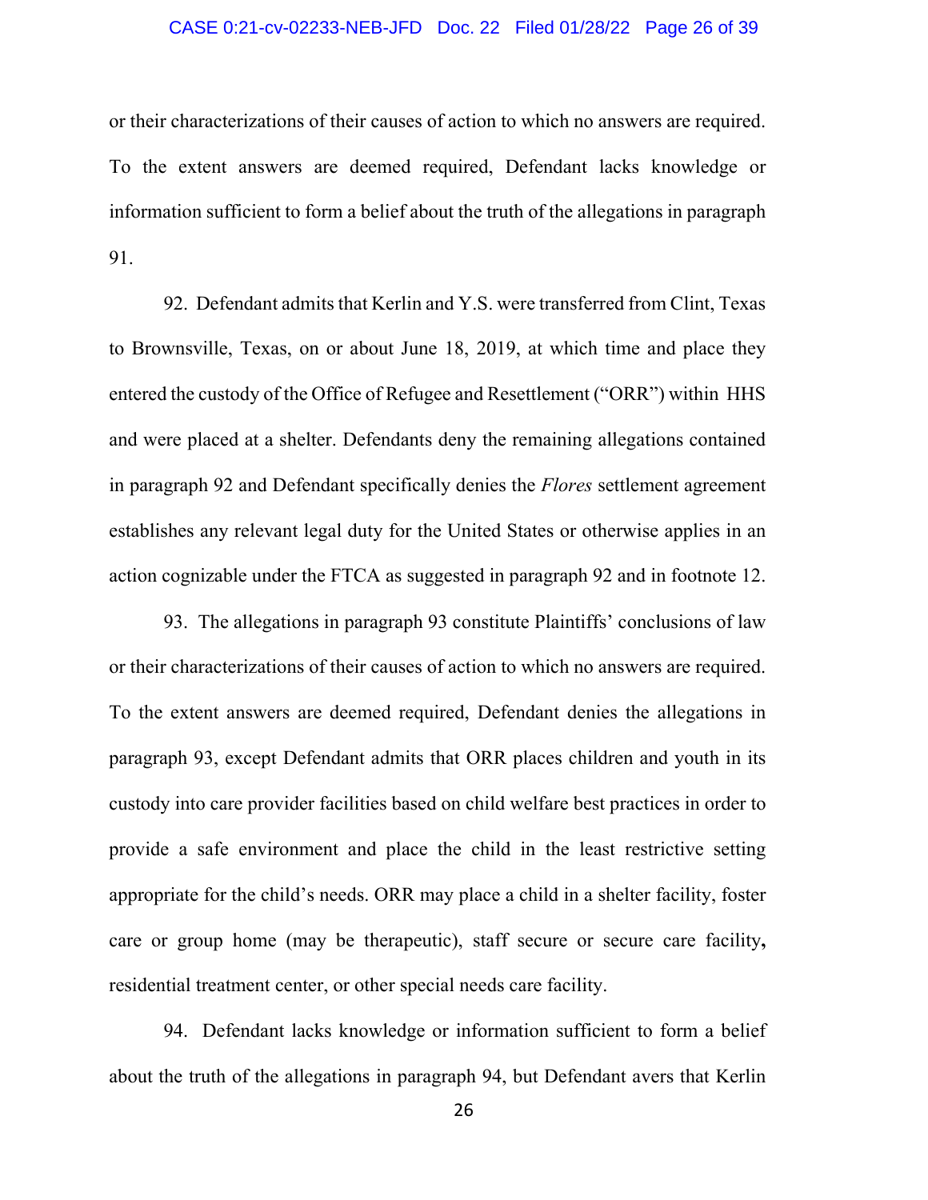or their characterizations of their causes of action to which no answers are required. To the extent answers are deemed required, Defendant lacks knowledge or information sufficient to form a belief about the truth of the allegations in paragraph 91.

92. Defendant admits that Kerlin and Y.S. were transferred from Clint, Texas to Brownsville, Texas, on or about June 18, 2019, at which time and place they entered the custody of the Office of Refugee and Resettlement ("ORR") within HHS and were placed at a shelter. Defendants deny the remaining allegations contained in paragraph 92 and Defendant specifically denies the *Flores* settlement agreement establishes any relevant legal duty for the United States or otherwise applies in an action cognizable under the FTCA as suggested in paragraph 92 and in footnote 12.

93. The allegations in paragraph 93 constitute Plaintiffs' conclusions of law or their characterizations of their causes of action to which no answers are required. To the extent answers are deemed required, Defendant denies the allegations in paragraph 93, except Defendant admits that ORR places children and youth in its custody into care provider facilities based on child welfare best practices in order to provide a safe environment and place the child in the least restrictive setting appropriate for the child's needs. ORR may place a child in a shelter facility, foster care or group home (may be therapeutic), staff secure or secure care facility, residential treatment center, or other special needs care facility.

94. Defendant lacks knowledge or information sufficient to form a belief about the truth of the allegations in paragraph 94, but Defendant avers that Kerlin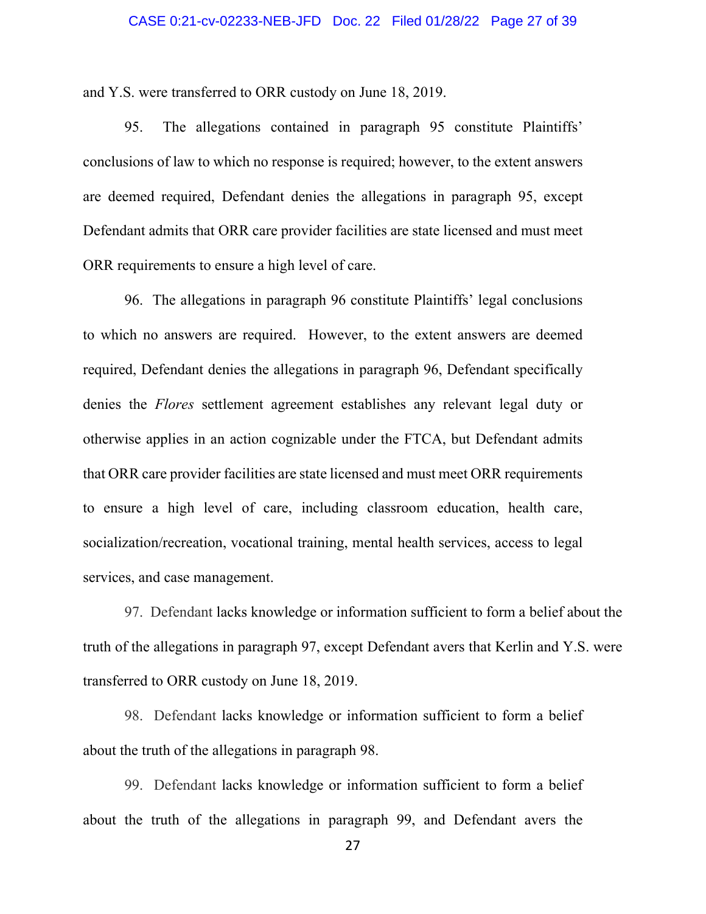and Y.S. were transferred to ORR custody on June 18, 2019.

95. The allegations contained in paragraph 95 constitute Plaintiffs' conclusions of law to which no response is required; however, to the extent answers are deemed required, Defendant denies the allegations in paragraph 95, except Defendant admits that ORR care provider facilities are state licensed and must meet ORR requirements to ensure a high level of care.

96. The allegations in paragraph 96 constitute Plaintiffs' legal conclusions to which no answers are required. However, to the extent answers are deemed required, Defendant denies the allegations in paragraph 96, Defendant specifically denies the *Flores* settlement agreement establishes any relevant legal duty or otherwise applies in an action cognizable under the FTCA, but Defendant admits that ORR care provider facilities are state licensed and must meet ORR requirements to ensure a high level of care, including classroom education, health care, socialization/recreation, vocational training, mental health services, access to legal services, and case management.

97. Defendant lacks knowledge or information sufficient to form a belief about the truth of the allegations in paragraph 97, except Defendant avers that Kerlin and Y.S. were transferred to ORR custody on June 18, 2019.

98. Defendant lacks knowledge or information sufficient to form a belief about the truth of the allegations in paragraph 98.

99. Defendant lacks knowledge or information sufficient to form a belief about the truth of the allegations in paragraph 99, and Defendant avers the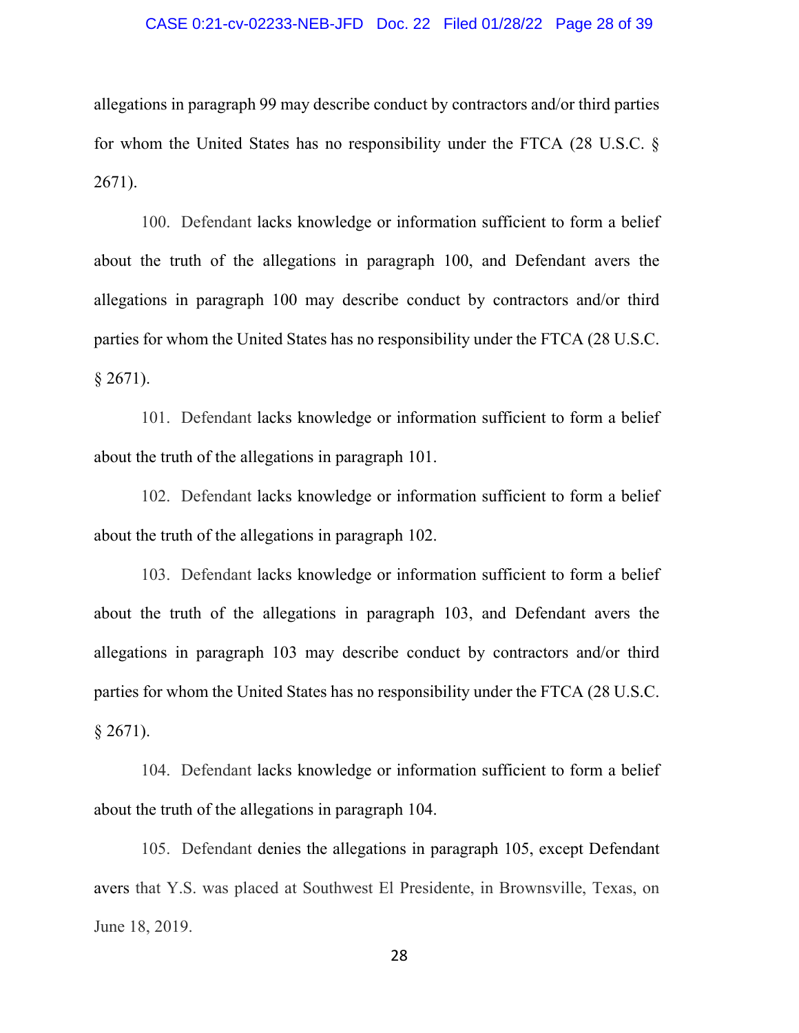allegations in paragraph 99 may describe conduct by contractors and/or third parties for whom the United States has no responsibility under the FTCA (28 U.S.C. § 2671).

100. Defendant lacks knowledge or information sufficient to form a belief about the truth of the allegations in paragraph 100, and Defendant avers the allegations in paragraph 100 may describe conduct by contractors and/or third parties for whom the United States has no responsibility under the FTCA (28 U.S.C. § 2671).

101. Defendant lacks knowledge or information sufficient to form a belief about the truth of the allegations in paragraph 101.

102. Defendant lacks knowledge or information sufficient to form a belief about the truth of the allegations in paragraph 102.

103. Defendant lacks knowledge or information sufficient to form a belief about the truth of the allegations in paragraph 103, and Defendant avers the allegations in paragraph 103 may describe conduct by contractors and/or third parties for whom the United States has no responsibility under the FTCA (28 U.S.C. § 2671).

104. Defendant lacks knowledge or information sufficient to form a belief about the truth of the allegations in paragraph 104.

105. Defendant denies the allegations in paragraph 105, except Defendant avers that Y.S. was placed at Southwest El Presidente, in Brownsville, Texas, on June 18, 2019.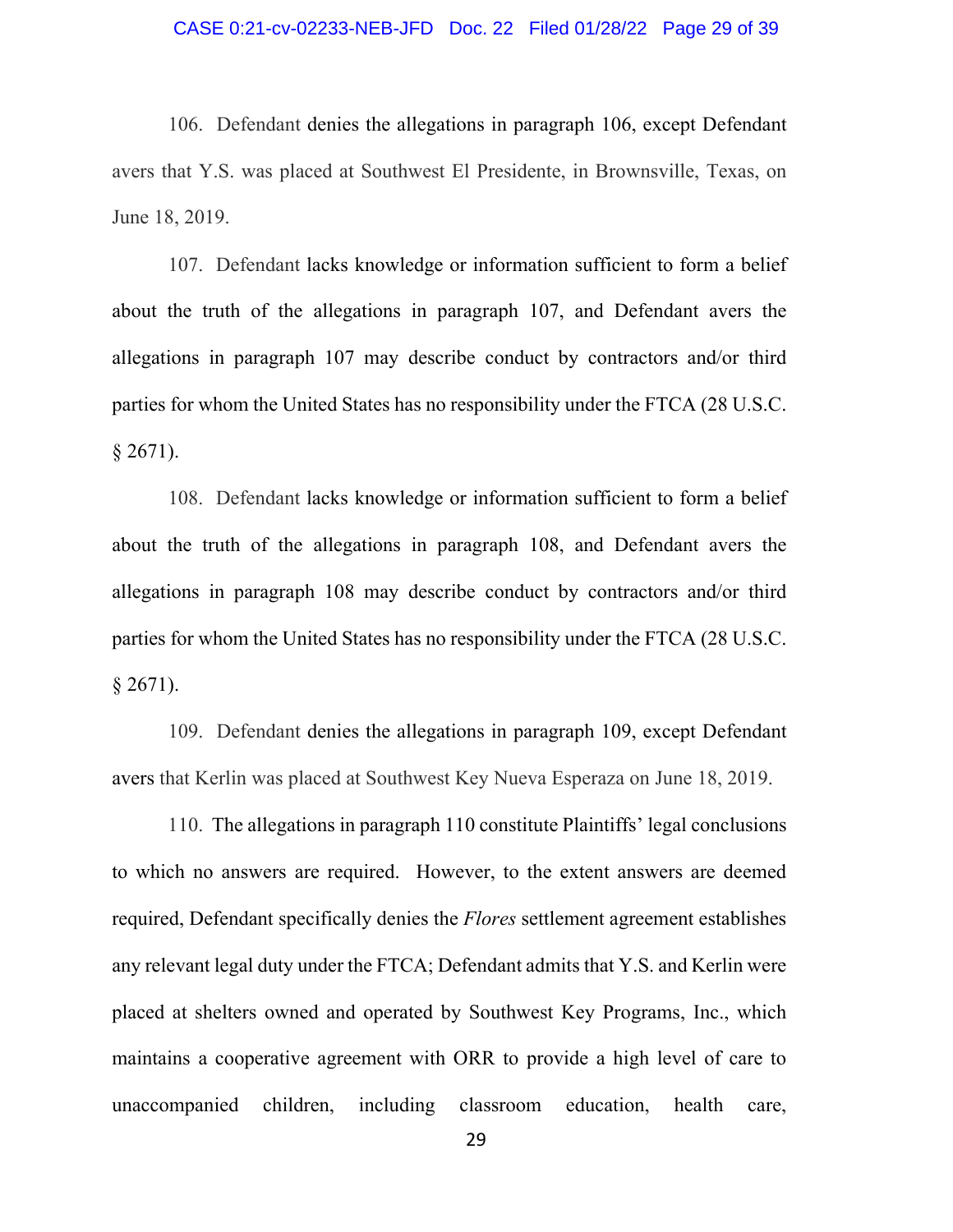106. Defendant denies the allegations in paragraph 106, except Defendant avers that Y.S. was placed at Southwest El Presidente, in Brownsville, Texas, on June 18, 2019.

107. Defendant lacks knowledge or information sufficient to form a belief about the truth of the allegations in paragraph 107, and Defendant avers the allegations in paragraph 107 may describe conduct by contractors and/or third parties for whom the United States has no responsibility under the FTCA (28 U.S.C. § 2671).

108. Defendant lacks knowledge or information sufficient to form a belief about the truth of the allegations in paragraph 108, and Defendant avers the allegations in paragraph 108 may describe conduct by contractors and/or third parties for whom the United States has no responsibility under the FTCA (28 U.S.C. § 2671).

109. Defendant denies the allegations in paragraph 109, except Defendant avers that Kerlin was placed at Southwest Key Nueva Esperaza on June 18, 2019.

110. The allegations in paragraph 110 constitute Plaintiffs' legal conclusions to which no answers are required. However, to the extent answers are deemed required, Defendant specifically denies the *Flores* settlement agreement establishes any relevant legal duty under the FTCA; Defendant admits that Y.S. and Kerlin were placed at shelters owned and operated by Southwest Key Programs, Inc., which maintains a cooperative agreement with ORR to provide a high level of care to unaccompanied children, including classroom education, health care,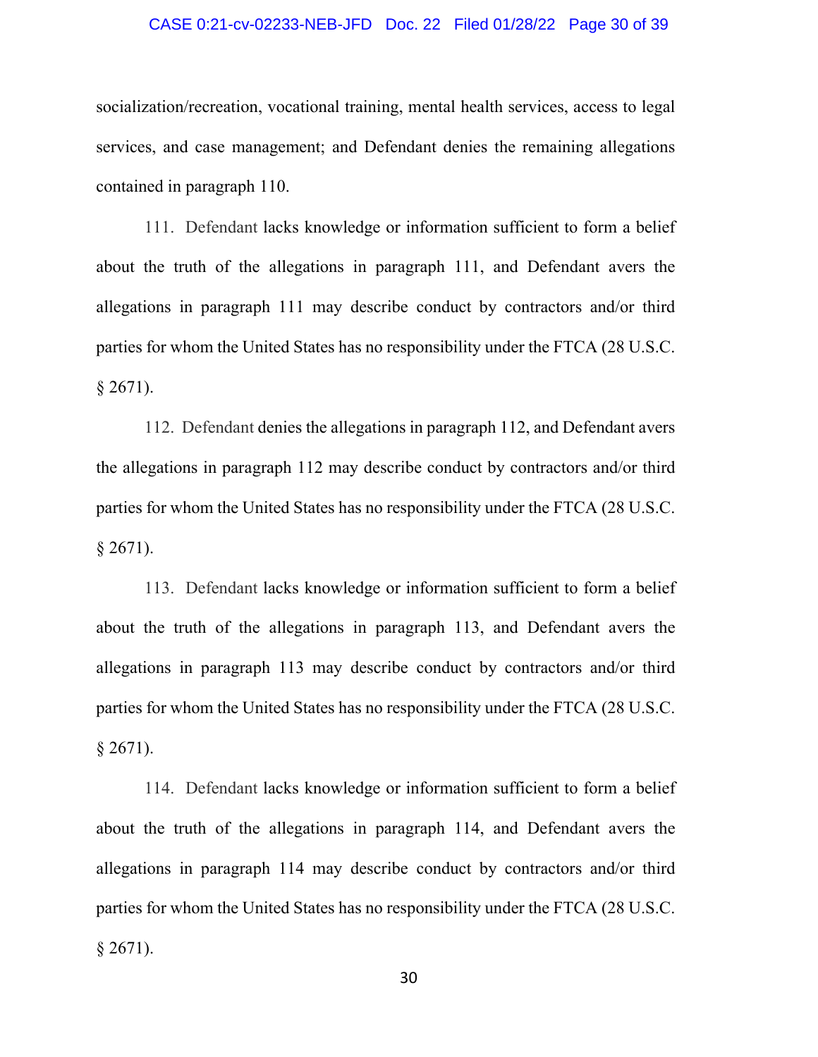socialization/recreation, vocational training, mental health services, access to legal services, and case management; and Defendant denies the remaining allegations contained in paragraph 110.

111. Defendant lacks knowledge or information sufficient to form a belief about the truth of the allegations in paragraph 111, and Defendant avers the allegations in paragraph 111 may describe conduct by contractors and/or third parties for whom the United States has no responsibility under the FTCA (28 U.S.C. § 2671).

112. Defendant denies the allegations in paragraph 112, and Defendant avers the allegations in paragraph 112 may describe conduct by contractors and/or third parties for whom the United States has no responsibility under the FTCA (28 U.S.C. § 2671).

113. Defendant lacks knowledge or information sufficient to form a belief about the truth of the allegations in paragraph 113, and Defendant avers the allegations in paragraph 113 may describe conduct by contractors and/or third parties for whom the United States has no responsibility under the FTCA (28 U.S.C. § 2671).

114. Defendant lacks knowledge or information sufficient to form a belief about the truth of the allegations in paragraph 114, and Defendant avers the allegations in paragraph 114 may describe conduct by contractors and/or third parties for whom the United States has no responsibility under the FTCA (28 U.S.C. § 2671).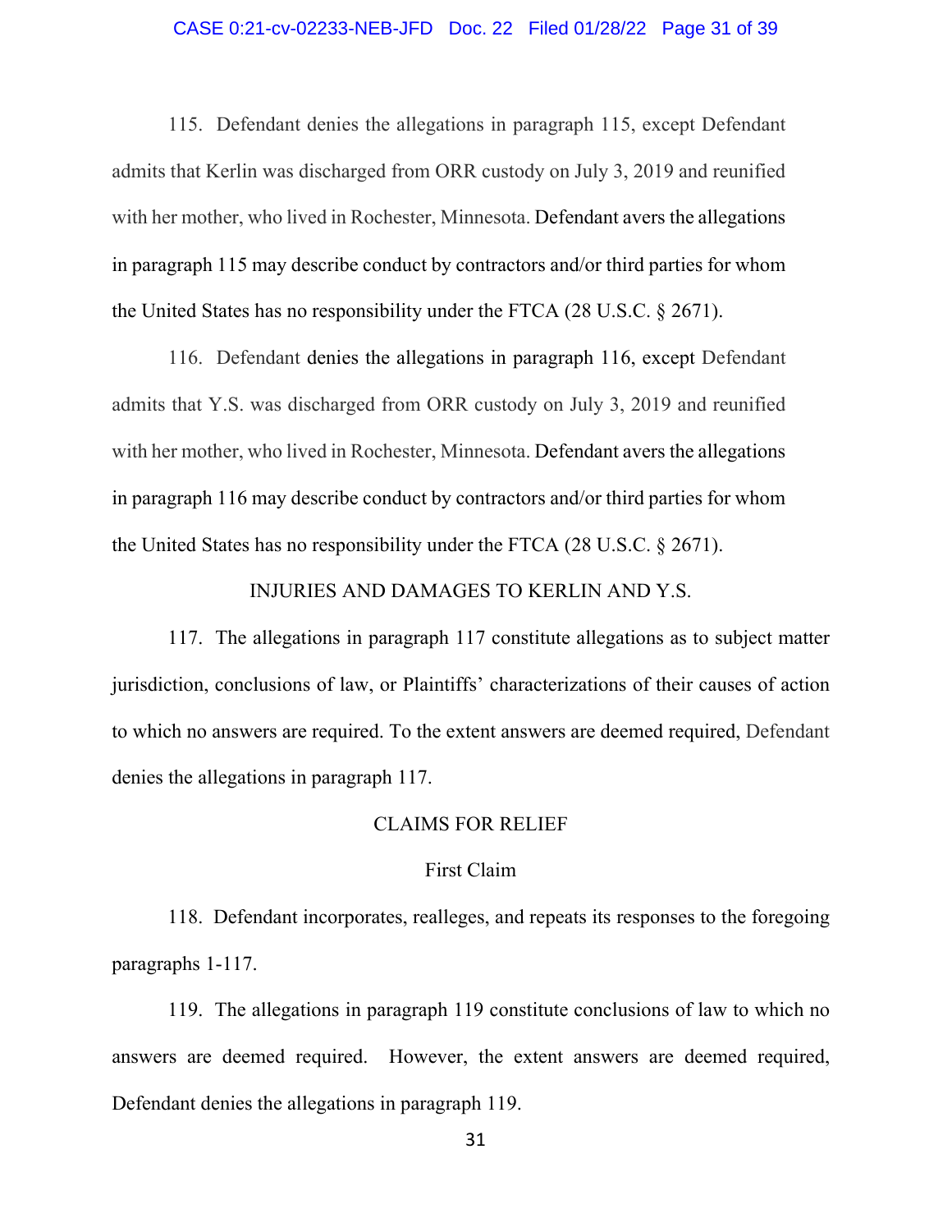115. Defendant denies the allegations in paragraph 115, except Defendant admits that Kerlin was discharged from ORR custody on July 3, 2019 and reunified with her mother, who lived in Rochester, Minnesota. Defendant avers the allegations in paragraph 115 may describe conduct by contractors and/or third parties for whom the United States has no responsibility under the FTCA (28 U.S.C. § 2671).

116. Defendant denies the allegations in paragraph 116, except Defendant admits that Y.S. was discharged from ORR custody on July 3, 2019 and reunified with her mother, who lived in Rochester, Minnesota. Defendant avers the allegations in paragraph 116 may describe conduct by contractors and/or third parties for whom the United States has no responsibility under the FTCA (28 U.S.C. § 2671).

## INJURIES AND DAMAGES TO KERLIN AND Y.S.

117. The allegations in paragraph 117 constitute allegations as to subject matter jurisdiction, conclusions of law, or Plaintiffs' characterizations of their causes of action to which no answers are required. To the extent answers are deemed required, Defendant denies the allegations in paragraph 117.

## CLAIMS FOR RELIEF

### First Claim

118. Defendant incorporates, realleges, and repeats its responses to the foregoing paragraphs 1-117.

119. The allegations in paragraph 119 constitute conclusions of law to which no answers are deemed required. However, the extent answers are deemed required, Defendant denies the allegations in paragraph 119.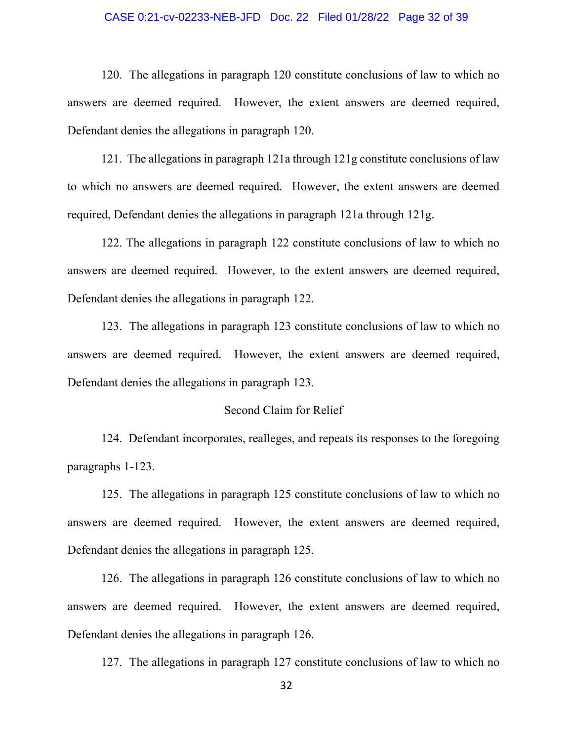120. The allegations in paragraph 120 constitute conclusions of law to which no answers are deemed required. However, the extent answers are deemed required, Defendant denies the allegations in paragraph 120.

121. The allegations in paragraph 121a through 121g constitute conclusions of law to which no answers are deemed required. However, the extent answers are deemed required, Defendant denies the allegations in paragraph 121a through 121g.

122. The allegations in paragraph 122 constitute conclusions of law to which no answers are deemed required. However, to the extent answers are deemed required, Defendant denies the allegations in paragraph 122.

123. The allegations in paragraph 123 constitute conclusions of law to which no answers are deemed required. However, the extent answers are deemed required, Defendant denies the allegations in paragraph 123.

Second Claim for Relief

124. Defendant incorporates, realleges, and repeats its responses to the foregoing paragraphs 1-123.

125. The allegations in paragraph 125 constitute conclusions of law to which no answers are deemed required. However, the extent answers are deemed required, Defendant denies the allegations in paragraph 125.

126. The allegations in paragraph 126 constitute conclusions of law to which no answers are deemed required. However, the extent answers are deemed required, Defendant denies the allegations in paragraph 126.

127. The allegations in paragraph 127 constitute conclusions of law to which no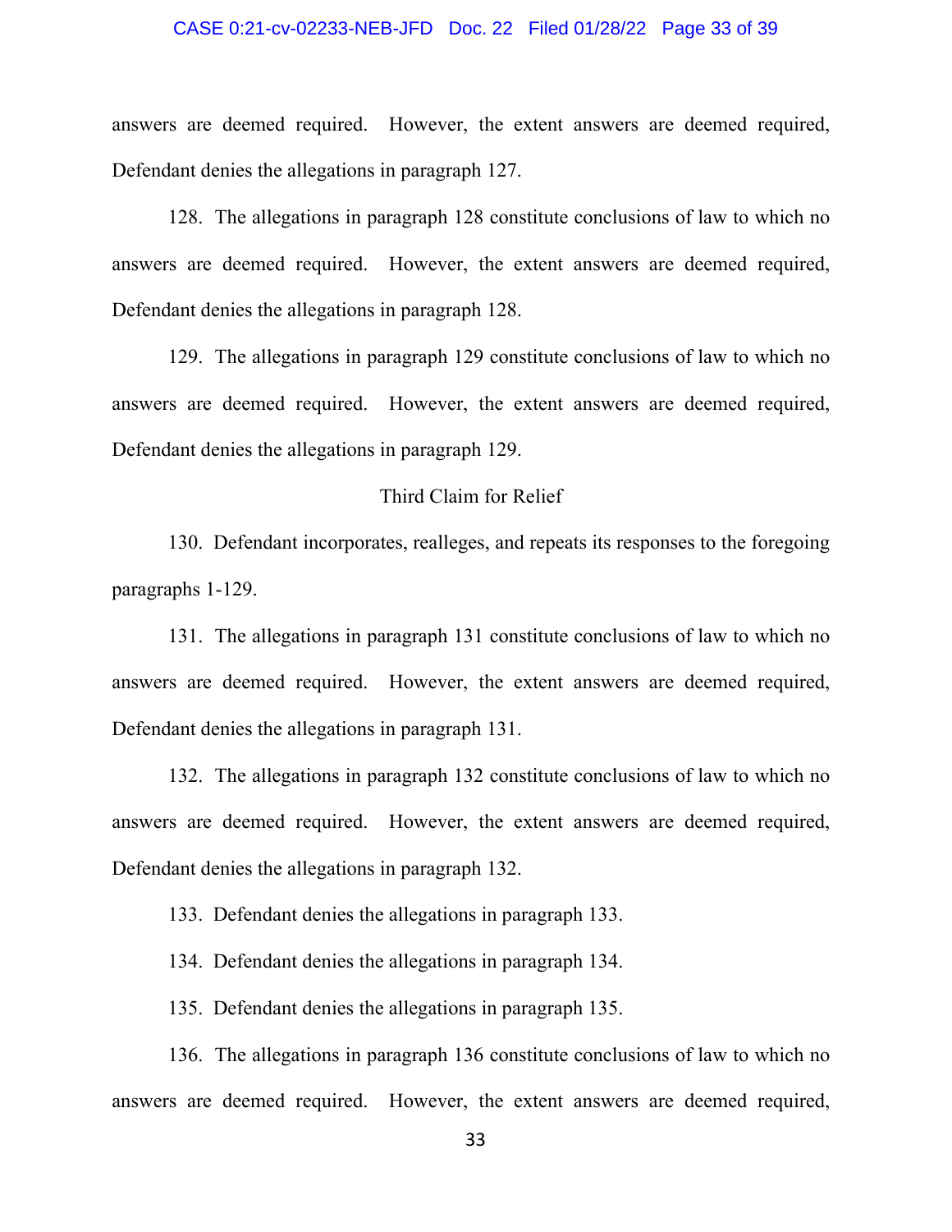answers are deemed required. However, the extent answers are deemed required, Defendant denies the allegations in paragraph 127.

128. The allegations in paragraph 128 constitute conclusions of law to which no answers are deemed required. However, the extent answers are deemed required, Defendant denies the allegations in paragraph 128.

129. The allegations in paragraph 129 constitute conclusions of law to which no answers are deemed required. However, the extent answers are deemed required, Defendant denies the allegations in paragraph 129.

Third Claim for Relief

130. Defendant incorporates, realleges, and repeats its responses to the foregoing paragraphs 1-129.

131. The allegations in paragraph 131 constitute conclusions of law to which no answers are deemed required. However, the extent answers are deemed required, Defendant denies the allegations in paragraph 131.

132. The allegations in paragraph 132 constitute conclusions of law to which no answers are deemed required. However, the extent answers are deemed required, Defendant denies the allegations in paragraph 132.

133. Defendant denies the allegations in paragraph 133.

134. Defendant denies the allegations in paragraph 134.

135. Defendant denies the allegations in paragraph 135.

136. The allegations in paragraph 136 constitute conclusions of law to which no answers are deemed required. However, the extent answers are deemed required,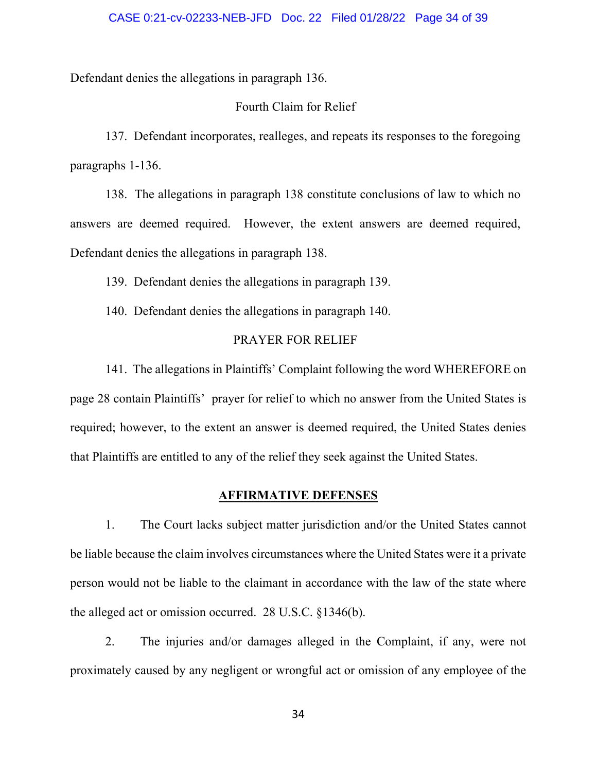Defendant denies the allegations in paragraph 136.

Fourth Claim for Relief

137. Defendant incorporates, realleges, and repeats its responses to the foregoing paragraphs 1-136.

138. The allegations in paragraph 138 constitute conclusions of law to which no answers are deemed required. However, the extent answers are deemed required, Defendant denies the allegations in paragraph 138.

139. Defendant denies the allegations in paragraph 139.

140. Defendant denies the allegations in paragraph 140.

PRAYER FOR RELIEF

141. The allegations in Plaintiffs' Complaint following the word WHEREFORE on page 28 contain Plaintiffs' prayer for relief to which no answer from the United States is required; however, to the extent an answer is deemed required, the United States denies that Plaintiffs are entitled to any of the relief they seek against the United States.

**AFFIRMATIVE DEFENSES**

1. The Court lacks subject matter jurisdiction and/or the United States cannot be liable because the claim involves circumstances where the United States were it a private person would not be liable to the claimant in accordance with the law of the state where the alleged act or omission occurred. 28 U.S.C. §1346(b).

2. The injuries and/or damages alleged in the Complaint, if any, were not proximately caused by any negligent or wrongful act or omission of any employee of the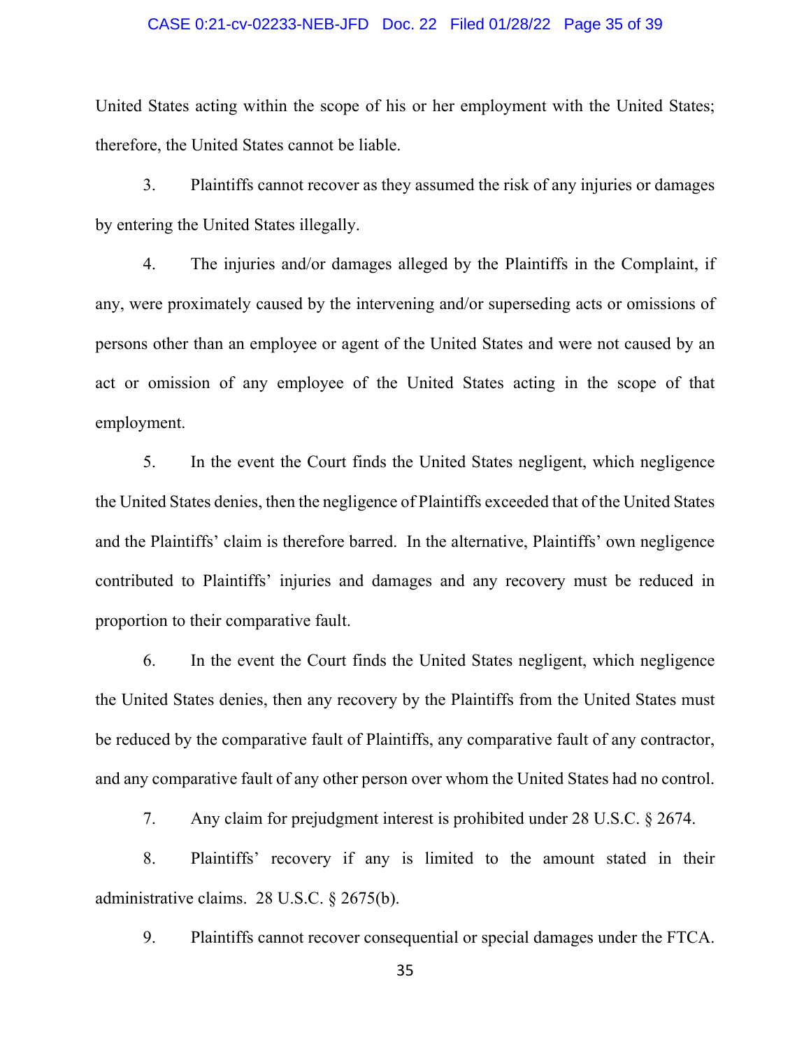United States acting within the scope of his or her employment with the United States; therefore, the United States cannot be liable.

3. Plaintiffs cannot recover as they assumed the risk of any injuries or damages by entering the United States illegally.

4. The injuries and/or damages alleged by the Plaintiffs in the Complaint, if any, were proximately caused by the intervening and/or superseding acts or omissions of persons other than an employee or agent of the United States and were not caused by an act or omission of any employee of the United States acting in the scope of that employment.

5. In the event the Court finds the United States negligent, which negligence the United States denies, then the negligence of Plaintiffs exceeded that of the United States and the Plaintiffs' claim is therefore barred. In the alternative, Plaintiffs' own negligence contributed to Plaintiffs' injuries and damages and any recovery must be reduced in proportion to their comparative fault.

6. In the event the Court finds the United States negligent, which negligence the United States denies, then any recovery by the Plaintiffs from the United States must be reduced by the comparative fault of Plaintiffs, any comparative fault of any contractor, and any comparative fault of any other person over whom the United States had no control.

7. Any claim for prejudgment interest is prohibited under 28 U.S.C. § 2674.

8. Plaintiffs' recovery if any is limited to the amount stated in their administrative claims. 28 U.S.C. § 2675(b).

9. Plaintiffs cannot recover consequential or special damages under the FTCA.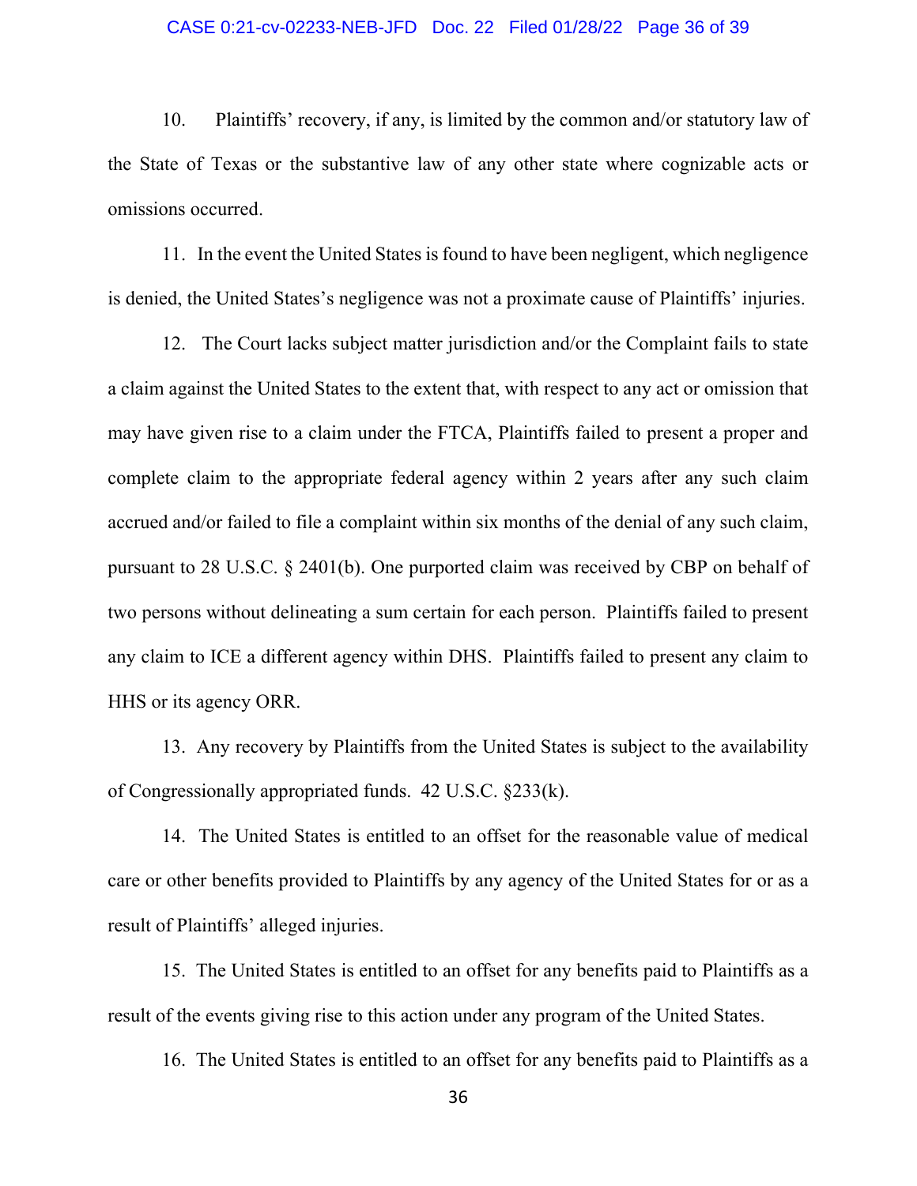10. Plaintiffs' recovery, if any, is limited by the common and/or statutory law of the State of Texas or the substantive law of any other state where cognizable acts or omissions occurred.

11. In the event the United States is found to have been negligent, which negligence is denied, the United States's negligence was not a proximate cause of Plaintiffs' injuries.

12. The Court lacks subject matter jurisdiction and/or the Complaint fails to state a claim against the United States to the extent that, with respect to any act or omission that may have given rise to a claim under the FTCA, Plaintiffs failed to present a proper and complete claim to the appropriate federal agency within 2 years after any such claim accrued and/or failed to file a complaint within six months of the denial of any such claim, pursuant to 28 U.S.C. § 2401(b). One purported claim was received by CBP on behalf of two persons without delineating a sum certain for each person. Plaintiffs failed to present any claim to ICE a different agency within DHS. Plaintiffs failed to present any claim to HHS or its agency ORR.

13. Any recovery by Plaintiffs from the United States is subject to the availability of Congressionally appropriated funds. 42 U.S.C. §233(k).

14. The United States is entitled to an offset for the reasonable value of medical care or other benefits provided to Plaintiffs by any agency of the United States for or as a result of Plaintiffs' alleged injuries.

15. The United States is entitled to an offset for any benefits paid to Plaintiffs as a result of the events giving rise to this action under any program of the United States.

16. The United States is entitled to an offset for any benefits paid to Plaintiffs as a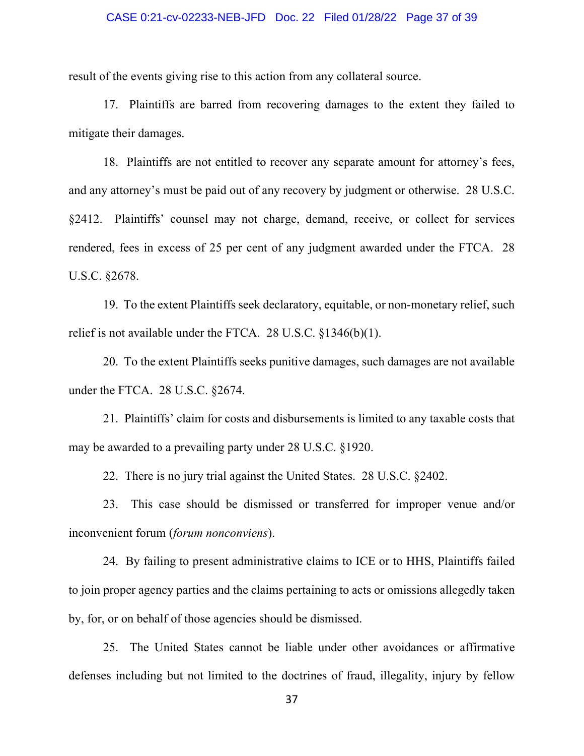result of the events giving rise to this action from any collateral source.

17. Plaintiffs are barred from recovering damages to the extent they failed to mitigate their damages.

18. Plaintiffs are not entitled to recover any separate amount for attorney's fees, and any attorney's must be paid out of any recovery by judgment or otherwise. 28 U.S.C. §2412. Plaintiffs' counsel may not charge, demand, receive, or collect for services rendered, fees in excess of 25 per cent of any judgment awarded under the FTCA. 28 U.S.C. §2678.

19. To the extent Plaintiffs seek declaratory, equitable, or non-monetary relief, such relief is not available under the FTCA. 28 U.S.C. §1346(b)(1).

20. To the extent Plaintiffs seeks punitive damages, such damages are not available under the FTCA. 28 U.S.C. §2674.

21. Plaintiffs' claim for costs and disbursements is limited to any taxable costs that may be awarded to a prevailing party under 28 U.S.C. §1920.

22. There is no jury trial against the United States. 28 U.S.C. §2402.

23. This case should be dismissed or transferred for improper venue and/or inconvenient forum (*forum nonconviens*).

24. By failing to present administrative claims to ICE or to HHS, Plaintiffs failed to join proper agency parties and the claims pertaining to acts or omissions allegedly taken by, for, or on behalf of those agencies should be dismissed.

25. The United States cannot be liable under other avoidances or affirmative defenses including but not limited to the doctrines of fraud, illegality, injury by fellow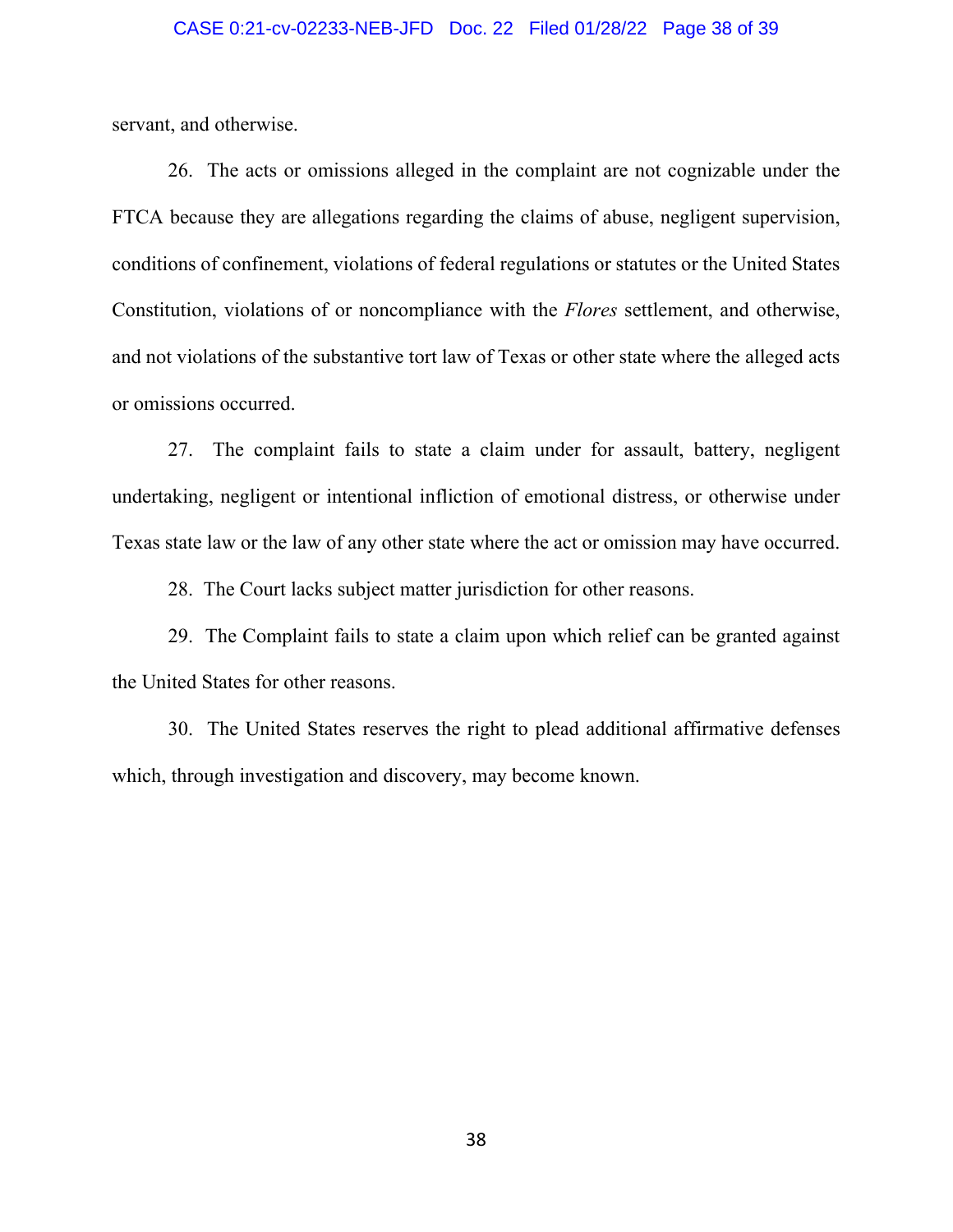servant, and otherwise.

26. The acts or omissions alleged in the complaint are not cognizable under the FTCA because they are allegations regarding the claims of abuse, negligent supervision, conditions of confinement, violations of federal regulations or statutes or the United States Constitution, violations of or noncompliance with the *Flores* settlement, and otherwise, and not violations of the substantive tort law of Texas or other state where the alleged acts or omissions occurred.

27. The complaint fails to state a claim under for assault, battery, negligent undertaking, negligent or intentional infliction of emotional distress, or otherwise under Texas state law or the law of any other state where the act or omission may have occurred.

28. The Court lacks subject matter jurisdiction for other reasons.

29. The Complaint fails to state a claim upon which relief can be granted against the United States for other reasons.

30. The United States reserves the right to plead additional affirmative defenses which, through investigation and discovery, may become known.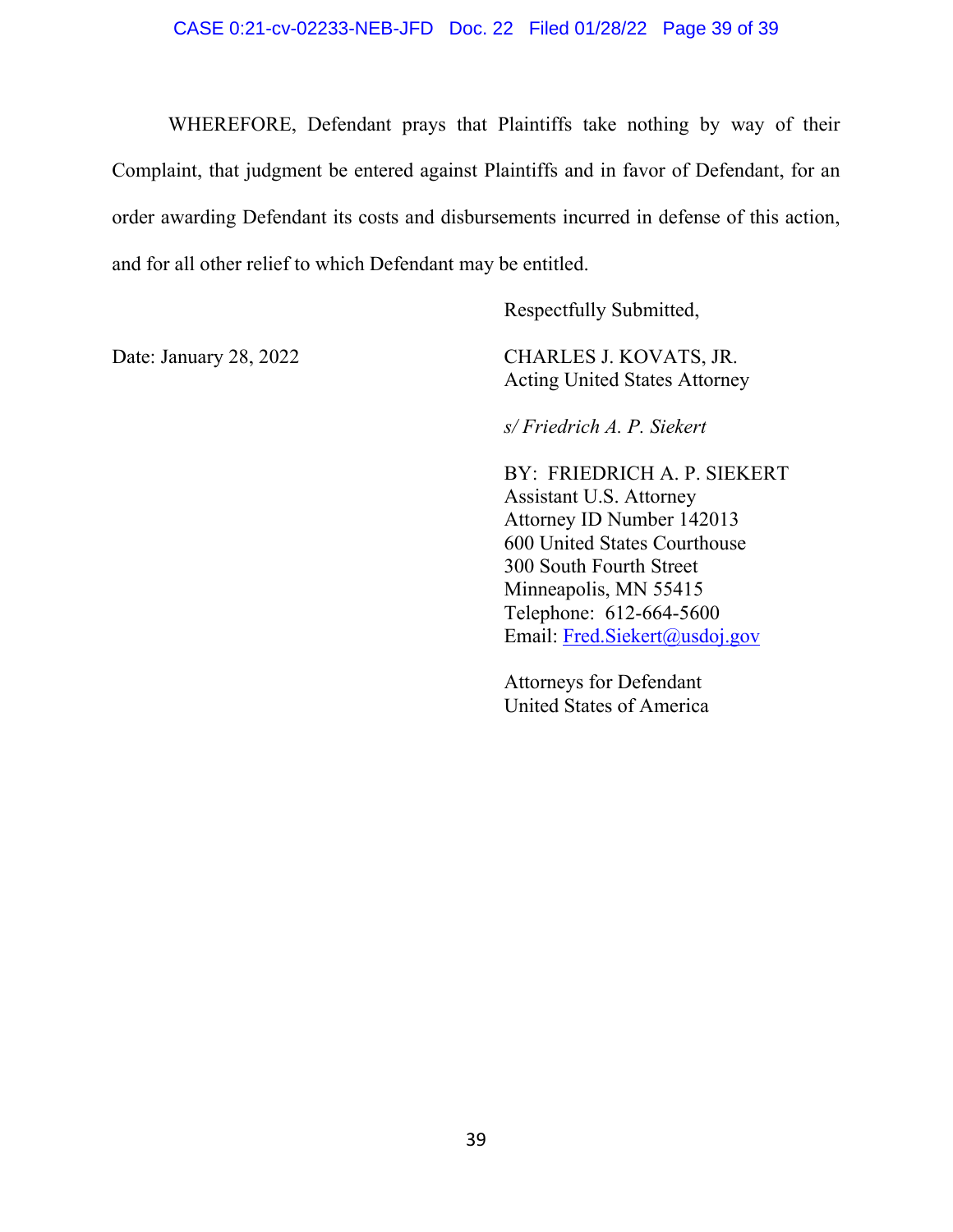WHEREFORE, Defendant prays that Plaintiffs take nothing by way of their Complaint, that judgment be entered against Plaintiffs and in favor of Defendant, for an order awarding Defendant its costs and disbursements incurred in defense of this action, and for all other relief to which Defendant may be entitled.

Respectfully Submitted,

Date: January 28, 2022

CHARLES J. KOVATS, JR.  
Acting United States Attorney

*s/ Friedrich A. P. Siekert*

BY: FRIEDRICH A. P. SIEKERT  
Assistant U.S. Attorney  
Attorney ID Number 142013  
600 United States Courthouse  
300 South Fourth Street  
Minneapolis, MN 55415  
Telephone: 612-664-5600  
Email: Fred.Siekert@usdoj.gov

Attorneys for Defendant  
United States of America